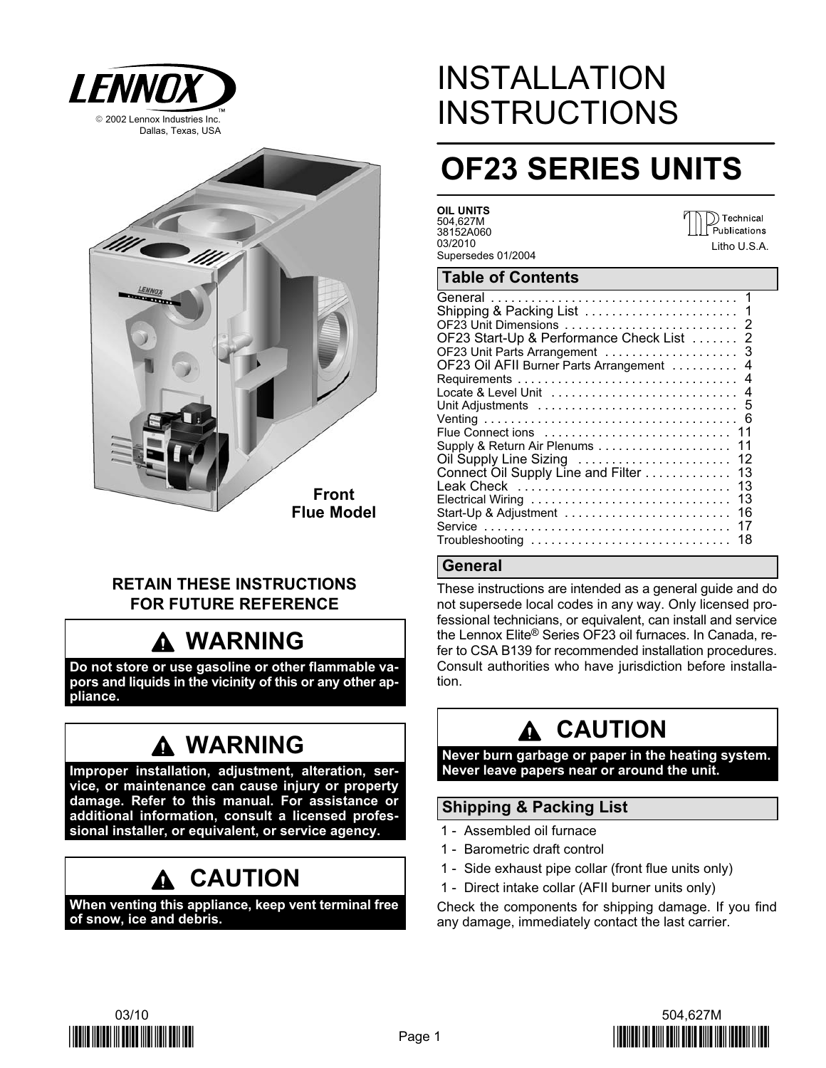LENNOX

© 2002 Lennox Industries Inc.
Dallas, Texas, USA

**Front Flue Model**

**RETAIN THESE INSTRUCTIONS FOR FUTURE REFERENCE**

## ⚠ WARNING

**Do not store or use gasoline or other flammable vapors and liquids in the vicinity of this or any other appliance.**

## ⚠ WARNING

**Improper installation, adjustment, alteration, service, or maintenance can cause injury or property damage. Refer to this manual. For assistance or additional information, consult a licensed professional installer, or equivalent, or service agency.**

## ⚠ CAUTION

**When venting this appliance, keep vent terminal free of snow, ice and debris.**

# INSTALLATION INSTRUCTIONS

# OF23 SERIES UNITS

**OIL UNITS**
504,627M
38152A060
03/2010
Supersedes 01/2004

Technical Publications
Litho U.S.A.

## Table of Contents

General . . . . . . . . . . 1
Shipping & Packing List . . . . . . . . . . 1
OF23 Unit Dimensions . . . . . . . . . . 2
OF23 Start-Up & Performance Check List . . . . . . . . . . 2
OF23 Unit Parts Arrangement . . . . . . . . . . 3
OF23 Oil AFII Burner Parts Arrangement . . . . . . . . . . 4
Requirements . . . . . . . . . . 4
Locate & Level Unit . . . . . . . . . . 4
Unit Adjustments . . . . . . . . . . 5
Venting . . . . . . . . . . 6
Flue Connect ions . . . . . . . . . . 11
Supply & Return Air Plenums . . . . . . . . . . 11
Oil Supply Line Sizing . . . . . . . . . . 12
Connect Oil Supply Line and Filter . . . . . . . . . . 13
Leak Check . . . . . . . . . . 13
Electrical Wiring . . . . . . . . . . 13
Start-Up & Adjustment . . . . . . . . . . 16
Service . . . . . . . . . . 17
Troubleshooting . . . . . . . . . . 18

## General

These instructions are intended as a general guide and do not supersede local codes in any way. Only licensed professional technicians, or equivalent, can install and service the Lennox Elite® Series OF23 oil furnaces. In Canada, refer to CSA B139 for recommended installation procedures. Consult authorities who have jurisdiction before installation.

## ⚠ CAUTION

**Never burn garbage or paper in the heating system. Never leave papers near or around the unit.**

## Shipping & Packing List

1 - Assembled oil furnace
1 - Barometric draft control
1 - Side exhaust pipe collar (front flue units only)
1 - Direct intake collar (AFII burner units only)

Check the components for shipping damage. If you find any damage, immediately contact the last carrier.

03/10

504,627M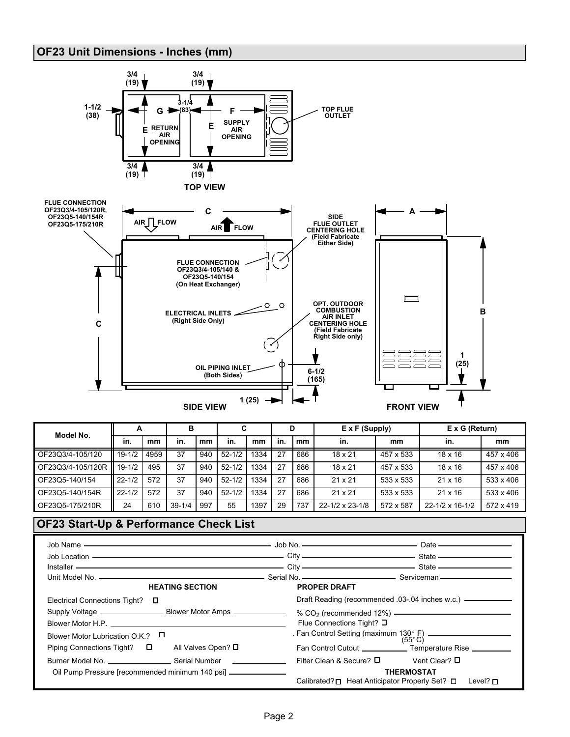## OF23 Unit Dimensions - Inches (mm)

TOP VIEW

SIDE VIEW

FRONT VIEW

FLUE CONNECTION OF23Q3/4-105/120R, OF23Q5-140/154R OF23Q5-175/210R

AIR FLOW

AIR FLOW

FLUE CONNECTION OF23Q3/4-105/140 & OF23Q5-140/154 (On Heat Exchanger)

SIDE FLUE OUTLET CENTERING HOLE (Field Fabricate Either Side)

ELECTRICAL INLETS (Right Side Only)

OPT. OUTDOOR COMBUSTION AIR INLET CENTERING HOLE (Field Fabricate Right Side only)

OIL PIPING INLET (Both Sides)

TOP FLUE OUTLET

RETURN AIR OPENING

SUPPLY AIR OPENING

| Model No. | A | | B | | C | | D | | E x F (Supply) | | E x G (Return) | |
|---|---|---|---|---|---|---|---|---|---|---|---|---|
| | in. | mm | in. | mm | in. | mm | in. | mm | in. | mm | in. | mm |
| OF23Q3/4-105/120 | 19-1/2 | 4959 | 37 | 940 | 52-1/2 | 1334 | 27 | 686 | 18 x 21 | 457 x 533 | 18 x 16 | 457 x 406 |
| OF23Q3/4-105/120R | 19-1/2 | 495 | 37 | 940 | 52-1/2 | 1334 | 27 | 686 | 18 x 21 | 457 x 533 | 18 x 16 | 457 x 406 |
| OF23Q5-140/154 | 22-1/2 | 572 | 37 | 940 | 52-1/2 | 1334 | 27 | 686 | 21 x 21 | 533 x 533 | 21 x 16 | 533 x 406 |
| OF23Q5-140/154R | 22-1/2 | 572 | 37 | 940 | 52-1/2 | 1334 | 27 | 686 | 21 x 21 | 533 x 533 | 21 x 16 | 533 x 406 |
| OF23Q5-175/210R | 24 | 610 | 39-1/4 | 997 | 55 | 1397 | 29 | 737 | 22-1/2 x 23-1/8 | 572 x 587 | 22-1/2 x 16-1/2 | 572 x 419 |

## OF23 Start-Up & Performance Check List

Job Name ______________ Job No. ______________ Date ______________

Job Location ______________ City ______________ State ______________

Installer ______________ City ______________ State ______________

Unit Model No. ______________ Serial No. ______________ Serviceman ______________

**HEATING SECTION**

Electrical Connections Tight? ☐

Supply Voltage ______________ Blower Motor Amps ______________

Blower Motor H.P. ______________

Blower Motor Lubrication O.K.? ☐

Piping Connections Tight? ☐ All Valves Open? ☐

Burner Model No. ______________ Serial Number ______________

Oil Pump Pressure [recommended minimum 140 psi] ______________

**PROPER DRAFT**

Draft Reading (recommended .03-.04 inches w.c.) ______________

% $CO_2$ (recommended 12%) ______________

Flue Connections Tight? ☐

Fan Control Setting (maximum 130° F) (55°C) ______________

Fan Control Cutout ______________ Temperature Rise ______________

Filter Clean & Secure? ☐ Vent Clear? ☐

**THERMOSTAT**

Calibrated? ☐ Heat Anticipator Properly Set? ☐ Level? ☐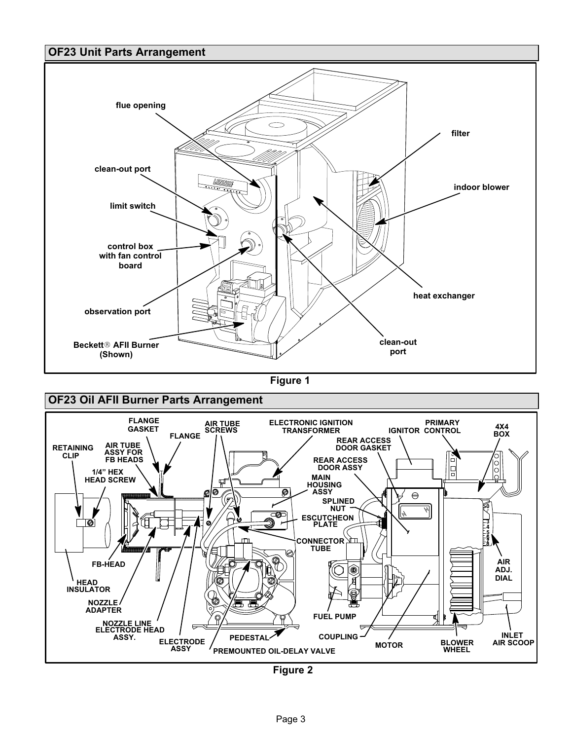## OF23 Unit Parts Arrangement

flue opening

clean-out port

limit switch

control box with fan control board

observation port

Beckett® AFII Burner (Shown)

filter

indoor blower

heat exchanger

clean-out port

Figure 1

## OF23 Oil AFII Burner Parts Arrangement

RETAINING CLIP

1/4" HEX HEAD SCREW

AIR TUBE ASSY FOR FB HEADS

FLANGE GASKET

FLANGE

AIR TUBE SCREWS

ELECTRONIC IGNITION TRANSFORMER

IGNITOR

PRIMARY CONTROL

4X4 BOX

REAR ACCESS DOOR GASKET

REAR ACCESS DOOR ASSY

MAIN HOUSING ASSY

SPLINED NUT

ESCUTCHEON PLATE

CONNECTOR TUBE

AIR ADJ. DIAL

FB-HEAD

HEAD INSULATOR

NOZZLE ADAPTER

NOZZLE LINE ELECTRODE HEAD ASSY.

ELECTRODE ASSY

PEDESTAL

PREMOUNTED OIL-DELAY VALVE

FUEL PUMP

COUPLING

MOTOR

BLOWER WHEEL

INLET AIR SCOOP

Figure 2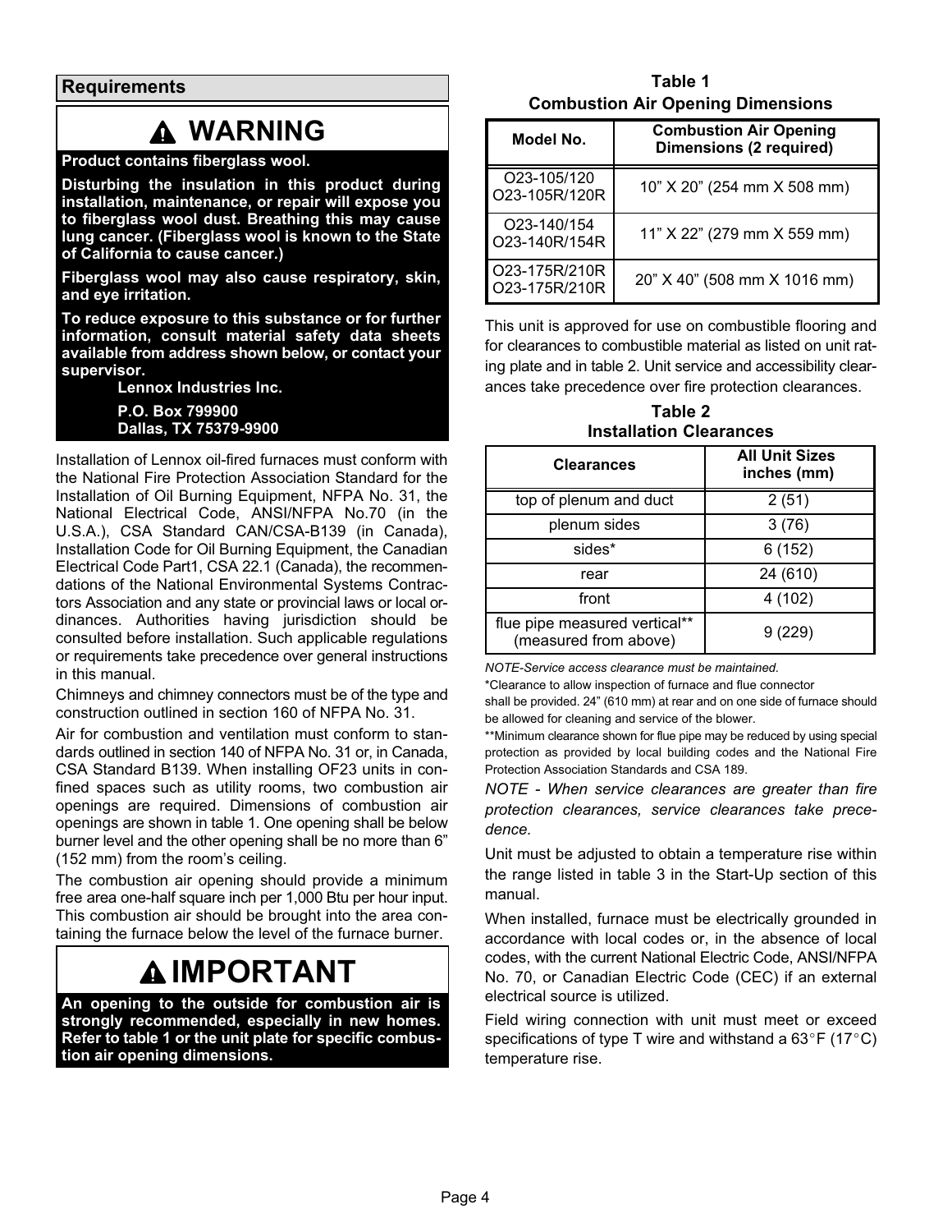## Requirements

> **⚠ WARNING**
>
> **Product contains fiberglass wool.**
>
> **Disturbing the insulation in this product during installation, maintenance, or repair will expose you to fiberglass wool dust. Breathing this may cause lung cancer. (Fiberglass wool is known to the State of California to cause cancer.)**
>
> **Fiberglass wool may also cause respiratory, skin, and eye irritation.**
>
> **To reduce exposure to this substance or for further information, consult material safety data sheets available from address shown below, or contact your supervisor.**
>
> **Lennox Industries Inc.**
> **P.O. Box 799900**
> **Dallas, TX 75379-9900**

Installation of Lennox oil-fired furnaces must conform with the National Fire Protection Association Standard for the Installation of Oil Burning Equipment, NFPA No. 31, the National Electrical Code, ANSI/NFPA No.70 (in the U.S.A.), CSA Standard CAN/CSA-B139 (in Canada), Installation Code for Oil Burning Equipment, the Canadian Electrical Code Part1, CSA 22.1 (Canada), the recommendations of the National Environmental Systems Contractors Association and any state or provincial laws or local ordinances. Authorities having jurisdiction should be consulted before installation. Such applicable regulations or requirements take precedence over general instructions in this manual.

Chimneys and chimney connectors must be of the type and construction outlined in section 160 of NFPA No. 31.

Air for combustion and ventilation must conform to standards outlined in section 140 of NFPA No. 31 or, in Canada, CSA Standard B139. When installing OF23 units in confined spaces such as utility rooms, two combustion air openings are required. Dimensions of combustion air openings are shown in table 1. One opening shall be below burner level and the other opening shall be no more than 6" (152 mm) from the room's ceiling.

The combustion air opening should provide a minimum free area one-half square inch per 1,000 Btu per hour input. This combustion air should be brought into the area containing the furnace below the level of the furnace burner.

> **⚠ IMPORTANT**
>
> **An opening to the outside for combustion air is strongly recommended, especially in new homes. Refer to table 1 or the unit plate for specific combustion air opening dimensions.**

**Table 1**
**Combustion Air Opening Dimensions**

| Model No. | Combustion Air Opening Dimensions (2 required) |
|---|---|
| O23-105/120<br>O23-105R/120R | 10" X 20" (254 mm X 508 mm) |
| O23-140/154<br>O23-140R/154R | 11" X 22" (279 mm X 559 mm) |
| O23-175R/210R<br>O23-175R/210R | 20" X 40" (508 mm X 1016 mm) |

This unit is approved for use on combustible flooring and for clearances to combustible material as listed on unit rating plate and in table 2. Unit service and accessibility clearances take precedence over fire protection clearances.

**Table 2**
**Installation Clearances**

| Clearances | All Unit Sizes inches (mm) |
|---|---|
| top of plenum and duct | 2 (51) |
| plenum sides | 3 (76) |
| sides* | 6 (152) |
| rear | 24 (610) |
| front | 4 (102) |
| flue pipe measured vertical** (measured from above) | 9 (229) |

*NOTE-Service access clearance must be maintained.*

*Clearance to allow inspection of furnace and flue connector shall be provided. 24" (610 mm) at rear and on one side of furnace should be allowed for cleaning and service of the blower.

**Minimum clearance shown for flue pipe may be reduced by using special protection as provided by local building codes and the National Fire Protection Association Standards and CSA 189.

*NOTE - When service clearances are greater than fire protection clearances, service clearances take precedence.*

Unit must be adjusted to obtain a temperature rise within the range listed in table 3 in the Start-Up section of this manual.

When installed, furnace must be electrically grounded in accordance with local codes or, in the absence of local codes, with the current National Electric Code, ANSI/NFPA No. 70, or Canadian Electric Code (CEC) if an external electrical source is utilized.

Field wiring connection with unit must meet or exceed specifications of type T wire and withstand a 63°F (17°C) temperature rise.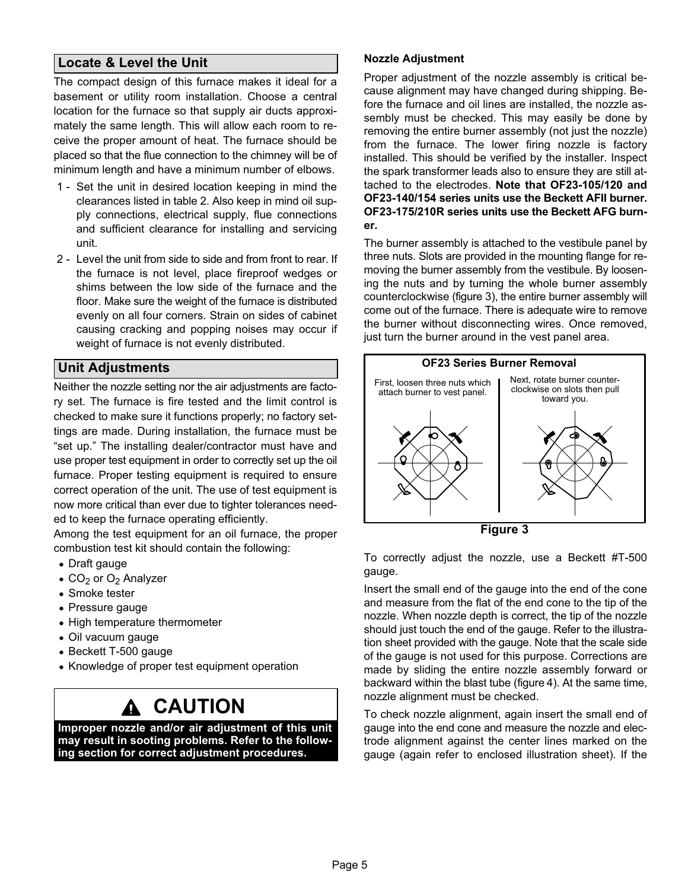## Locate & Level the Unit

The compact design of this furnace makes it ideal for a basement or utility room installation. Choose a central location for the furnace so that supply air ducts approximately the same length. This will allow each room to receive the proper amount of heat. The furnace should be placed so that the flue connection to the chimney will be of minimum length and have a minimum number of elbows.

1 - Set the unit in desired location keeping in mind the clearances listed in table 2. Also keep in mind oil supply connections, electrical supply, flue connections and sufficient clearance for installing and servicing unit.

2 - Level the unit from side to side and from front to rear. If the furnace is not level, place fireproof wedges or shims between the low side of the furnace and the floor. Make sure the weight of the furnace is distributed evenly on all four corners. Strain on sides of cabinet causing cracking and popping noises may occur if weight of furnace is not evenly distributed.

## Unit Adjustments

Neither the nozzle setting nor the air adjustments are factory set. The furnace is fire tested and the limit control is checked to make sure it functions properly; no factory settings are made. During installation, the furnace must be "set up." The installing dealer/contractor must have and use proper test equipment in order to correctly set up the oil furnace. Proper testing equipment is required to ensure correct operation of the unit. The use of test equipment is now more critical than ever due to tighter tolerances needed to keep the furnace operating efficiently.

Among the test equipment for an oil furnace, the proper combustion test kit should contain the following:

- Draft gauge
- $CO_2$ or $O_2$ Analyzer
- Smoke tester
- Pressure gauge
- High temperature thermometer
- Oil vacuum gauge
- Beckett T-500 gauge
- Knowledge of proper test equipment operation

> **⚠ CAUTION**
>
> **Improper nozzle and/or air adjustment of this unit may result in sooting problems. Refer to the following section for correct adjustment procedures.**

### Nozzle Adjustment

Proper adjustment of the nozzle assembly is critical because alignment may have changed during shipping. Before the furnace and oil lines are installed, the nozzle assembly must be checked. This may easily be done by removing the entire burner assembly (not just the nozzle) from the furnace. The lower firing nozzle is factory installed. This should be verified by the installer. Inspect the spark transformer leads also to ensure they are still attached to the electrodes. **Note that OF23-105/120 and OF23-140/154 series units use the Beckett AFII burner. OF23-175/210R series units use the Beckett AFG burner.**

The burner assembly is attached to the vestibule panel by three nuts. Slots are provided in the mounting flange for removing the burner assembly from the vestibule. By loosening the nuts and by turning the whole burner assembly counterclockwise (figure 3), the entire burner assembly will come out of the furnace. There is adequate wire to remove the burner without disconnecting wires. Once removed, just turn the burner around in the vest panel area.

**OF23 Series Burner Removal**

First, loosen three nuts which attach burner to vest panel.

Next, rotate burner counterclockwise on slots then pull toward you.

**Figure 3**

To correctly adjust the nozzle, use a Beckett #T-500 gauge.

Insert the small end of the gauge into the end of the cone and measure from the flat of the end cone to the tip of the nozzle. When nozzle depth is correct, the tip of the nozzle should just touch the end of the gauge. Refer to the illustration sheet provided with the gauge. Note that the scale side of the gauge is not used for this purpose. Corrections are made by sliding the entire nozzle assembly forward or backward within the blast tube (figure 4). At the same time, nozzle alignment must be checked.

To check nozzle alignment, again insert the small end of gauge into the end cone and measure the nozzle and electrode alignment against the center lines marked on the gauge (again refer to enclosed illustration sheet). If the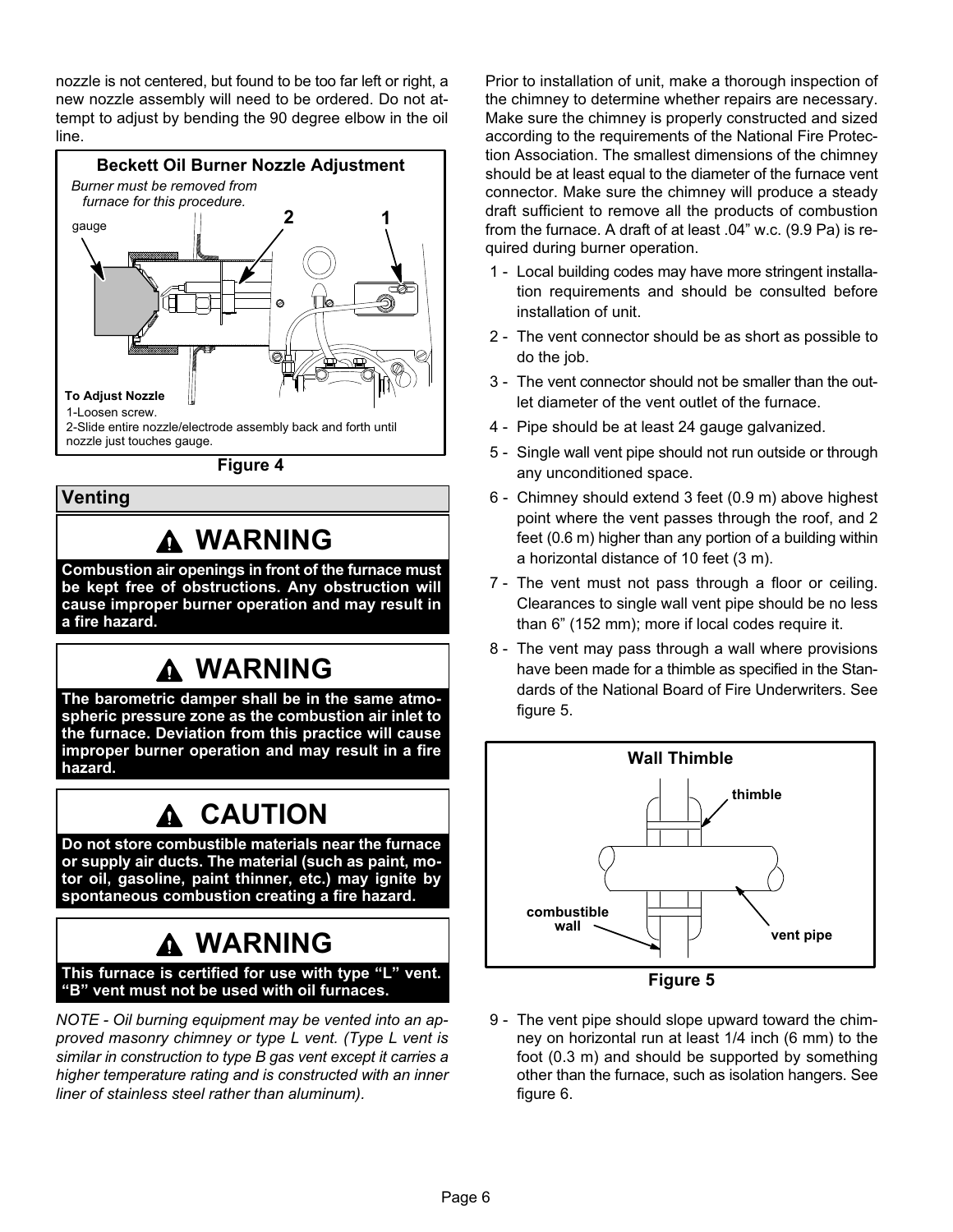nozzle is not centered, but found to be too far left or right, a new nozzle assembly will need to be ordered. Do not attempt to adjust by bending the 90 degree elbow in the oil line.

**Beckett Oil Burner Nozzle Adjustment**

*Burner must be removed from furnace for this procedure.*

gauge

2 1

**To Adjust Nozzle**

1-Loosen screw.

2-Slide entire nozzle/electrode assembly back and forth until nozzle just touches gauge.

**Figure 4**

## Venting

### ⚠ WARNING

**Combustion air openings in front of the furnace must be kept free of obstructions. Any obstruction will cause improper burner operation and may result in a fire hazard.**

### ⚠ WARNING

**The barometric damper shall be in the same atmospheric pressure zone as the combustion air inlet to the furnace. Deviation from this practice will cause improper burner operation and may result in a fire hazard.**

### ⚠ CAUTION

**Do not store combustible materials near the furnace or supply air ducts. The material (such as paint, motor oil, gasoline, paint thinner, etc.) may ignite by spontaneous combustion creating a fire hazard.**

### ⚠ WARNING

**This furnace is certified for use with type “L” vent. “B” vent must not be used with oil furnaces.**

*NOTE - Oil burning equipment may be vented into an approved masonry chimney or type L vent. (Type L vent is similar in construction to type B gas vent except it carries a higher temperature rating and is constructed with an inner liner of stainless steel rather than aluminum).*

Prior to installation of unit, make a thorough inspection of the chimney to determine whether repairs are necessary. Make sure the chimney is properly constructed and sized according to the requirements of the National Fire Protection Association. The smallest dimensions of the chimney should be at least equal to the diameter of the furnace vent connector. Make sure the chimney will produce a steady draft sufficient to remove all the products of combustion from the furnace. A draft of at least .04” w.c. (9.9 Pa) is required during burner operation.

1 - Local building codes may have more stringent installation requirements and should be consulted before installation of unit.

2 - The vent connector should be as short as possible to do the job.

3 - The vent connector should not be smaller than the outlet diameter of the vent outlet of the furnace.

4 - Pipe should be at least 24 gauge galvanized.

5 - Single wall vent pipe should not run outside or through any unconditioned space.

6 - Chimney should extend 3 feet (0.9 m) above highest point where the vent passes through the roof, and 2 feet (0.6 m) higher than any portion of a building within a horizontal distance of 10 feet (3 m).

7 - The vent must not pass through a floor or ceiling. Clearances to single wall vent pipe should be no less than 6” (152 mm); more if local codes require it.

8 - The vent may pass through a wall where provisions have been made for a thimble as specified in the Standards of the National Board of Fire Underwriters. See figure 5.

**Wall Thimble**

thimble

combustible wall

vent pipe

**Figure 5**

9 - The vent pipe should slope upward toward the chimney on horizontal run at least 1/4 inch (6 mm) to the foot (0.3 m) and should be supported by something other than the furnace, such as isolation hangers. See figure 6.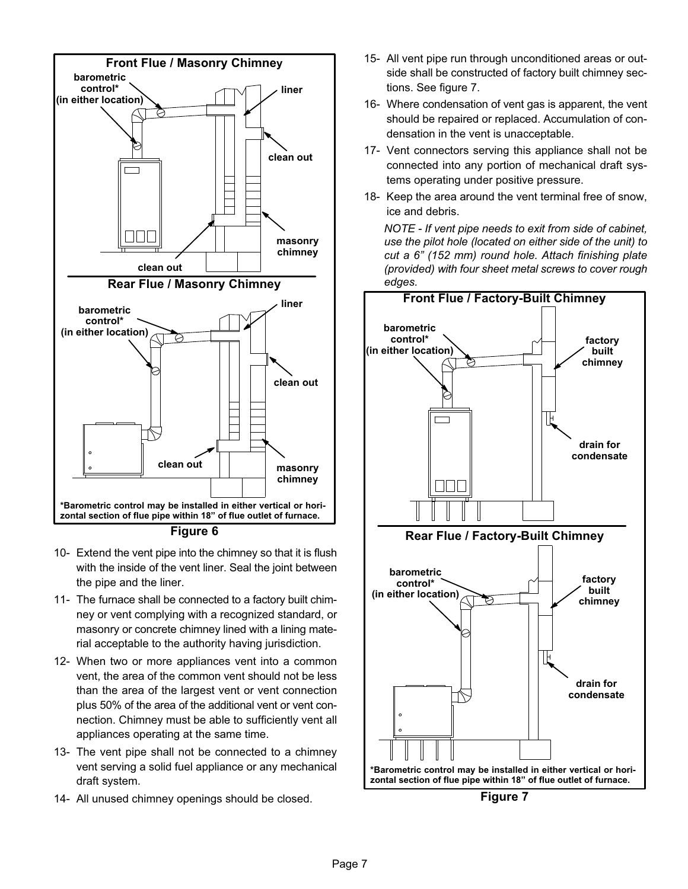**Front Flue / Masonry Chimney**

barometric control* (in either location)

liner

clean out

clean out

masonry chimney

**Rear Flue / Masonry Chimney**

barometric control* (in either location)

liner

clean out

clean out

masonry chimney

*Barometric control may be installed in either vertical or horizontal section of flue pipe within 18" of flue outlet of furnace.

**Figure 6**

10- Extend the vent pipe into the chimney so that it is flush with the inside of the vent liner. Seal the joint between the pipe and the liner.

11- The furnace shall be connected to a factory built chimney or vent complying with a recognized standard, or masonry or concrete chimney lined with a lining material acceptable to the authority having jurisdiction.

12- When two or more appliances vent into a common vent, the area of the common vent should not be less than the area of the largest vent or vent connection plus 50% of the area of the additional vent or vent connection. Chimney must be able to sufficiently vent all appliances operating at the same time.

13- The vent pipe shall not be connected to a chimney vent serving a solid fuel appliance or any mechanical draft system.

14- All unused chimney openings should be closed.

15- All vent pipe run through unconditioned areas or outside shall be constructed of factory built chimney sections. See figure 7.

16- Where condensation of vent gas is apparent, the vent should be repaired or replaced. Accumulation of condensation in the vent is unacceptable.

17- Vent connectors serving this appliance shall not be connected into any portion of mechanical draft systems operating under positive pressure.

18- Keep the area around the vent terminal free of snow, ice and debris.

*NOTE - If vent pipe needs to exit from side of cabinet, use the pilot hole (located on either side of the unit) to cut a 6" (152 mm) round hole. Attach finishing plate (provided) with four sheet metal screws to cover rough edges.*

**Front Flue / Factory-Built Chimney**

barometric control* (in either location)

factory built chimney

drain for condensate

**Rear Flue / Factory-Built Chimney**

barometric control* (in either location)

factory built chimney

drain for condensate

*Barometric control may be installed in either vertical or horizontal section of flue pipe within 18" of flue outlet of furnace.

**Figure 7**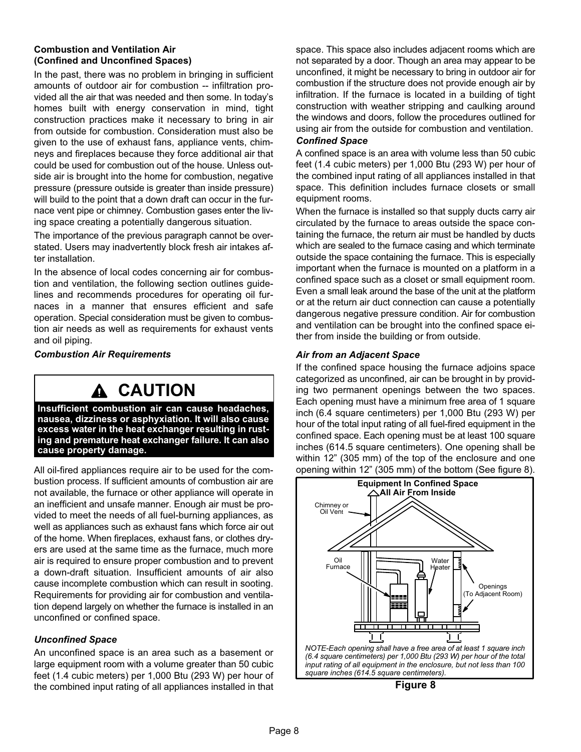### Combustion and Ventilation Air (Confined and Unconfined Spaces)

In the past, there was no problem in bringing in sufficient amounts of outdoor air for combustion -- infiltration provided all the air that was needed and then some. In today's homes built with energy conservation in mind, tight construction practices make it necessary to bring in air from outside for combustion. Consideration must also be given to the use of exhaust fans, appliance vents, chimneys and fireplaces because they force additional air that could be used for combustion out of the house. Unless outside air is brought into the home for combustion, negative pressure (pressure outside is greater than inside pressure) will build to the point that a down draft can occur in the furnace vent pipe or chimney. Combustion gases enter the living space creating a potentially dangerous situation.

The importance of the previous paragraph cannot be overstated. Users may inadvertently block fresh air intakes after installation.

In the absence of local codes concerning air for combustion and ventilation, the following section outlines guidelines and recommends procedures for operating oil furnaces in a manner that ensures efficient and safe operation. Special consideration must be given to combustion air needs as well as requirements for exhaust vents and oil piping.

#### *Combustion Air Requirements*

> **⚠ CAUTION**
>
> **Insufficient combustion air can cause headaches, nausea, dizziness or asphyxiation. It will also cause excess water in the heat exchanger resulting in rusting and premature heat exchanger failure. It can also cause property damage.**

All oil-fired appliances require air to be used for the combustion process. If sufficient amounts of combustion air are not available, the furnace or other appliance will operate in an inefficient and unsafe manner. Enough air must be provided to meet the needs of all fuel-burning appliances, as well as appliances such as exhaust fans which force air out of the home. When fireplaces, exhaust fans, or clothes dryers are used at the same time as the furnace, much more air is required to ensure proper combustion and to prevent a down-draft situation. Insufficient amounts of air also cause incomplete combustion which can result in sooting. Requirements for providing air for combustion and ventilation depend largely on whether the furnace is installed in an unconfined or confined space.

#### *Unconfined Space*

An unconfined space is an area such as a basement or large equipment room with a volume greater than 50 cubic feet (1.4 cubic meters) per 1,000 Btu (293 W) per hour of the combined input rating of all appliances installed in that space. This space also includes adjacent rooms which are not separated by a door. Though an area may appear to be unconfined, it might be necessary to bring in outdoor air for combustion if the structure does not provide enough air by infiltration. If the furnace is located in a building of tight construction with weather stripping and caulking around the windows and doors, follow the procedures outlined for using air from the outside for combustion and ventilation.

#### *Confined Space*

A confined space is an area with volume less than 50 cubic feet (1.4 cubic meters) per 1,000 Btu (293 W) per hour of the combined input rating of all appliances installed in that space. This definition includes furnace closets or small equipment rooms.

When the furnace is installed so that supply ducts carry air circulated by the furnace to areas outside the space containing the furnace, the return air must be handled by ducts which are sealed to the furnace casing and which terminate outside the space containing the furnace. This is especially important when the furnace is mounted on a platform in a confined space such as a closet or small equipment room. Even a small leak around the base of the unit at the platform or at the return air duct connection can cause a potentially dangerous negative pressure condition. Air for combustion and ventilation can be brought into the confined space either from inside the building or from outside.

#### *Air from an Adjacent Space*

If the confined space housing the furnace adjoins space categorized as unconfined, air can be brought in by providing two permanent openings between the two spaces. Each opening must have a minimum free area of 1 square inch (6.4 square centimeters) per 1,000 Btu (293 W) per hour of the total input rating of all fuel-fired equipment in the confined space. Each opening must be at least 100 square inches (614.5 square centimeters). One opening shall be within 12" (305 mm) of the top of the enclosure and one opening within 12" (305 mm) of the bottom (See figure 8).

**Equipment In Confined Space All Air From Inside**

Chimney or Oil Vent; Oil Furnace; Water Heater; Openings (To Adjacent Room)

*NOTE-Each opening shall have a free area of at least 1 square inch (6.4 square centimeters) per 1,000 Btu (293 W) per hour of the total input rating of all equipment in the enclosure, but not less than 100 square inches (614.5 square centimeters).*

**Figure 8**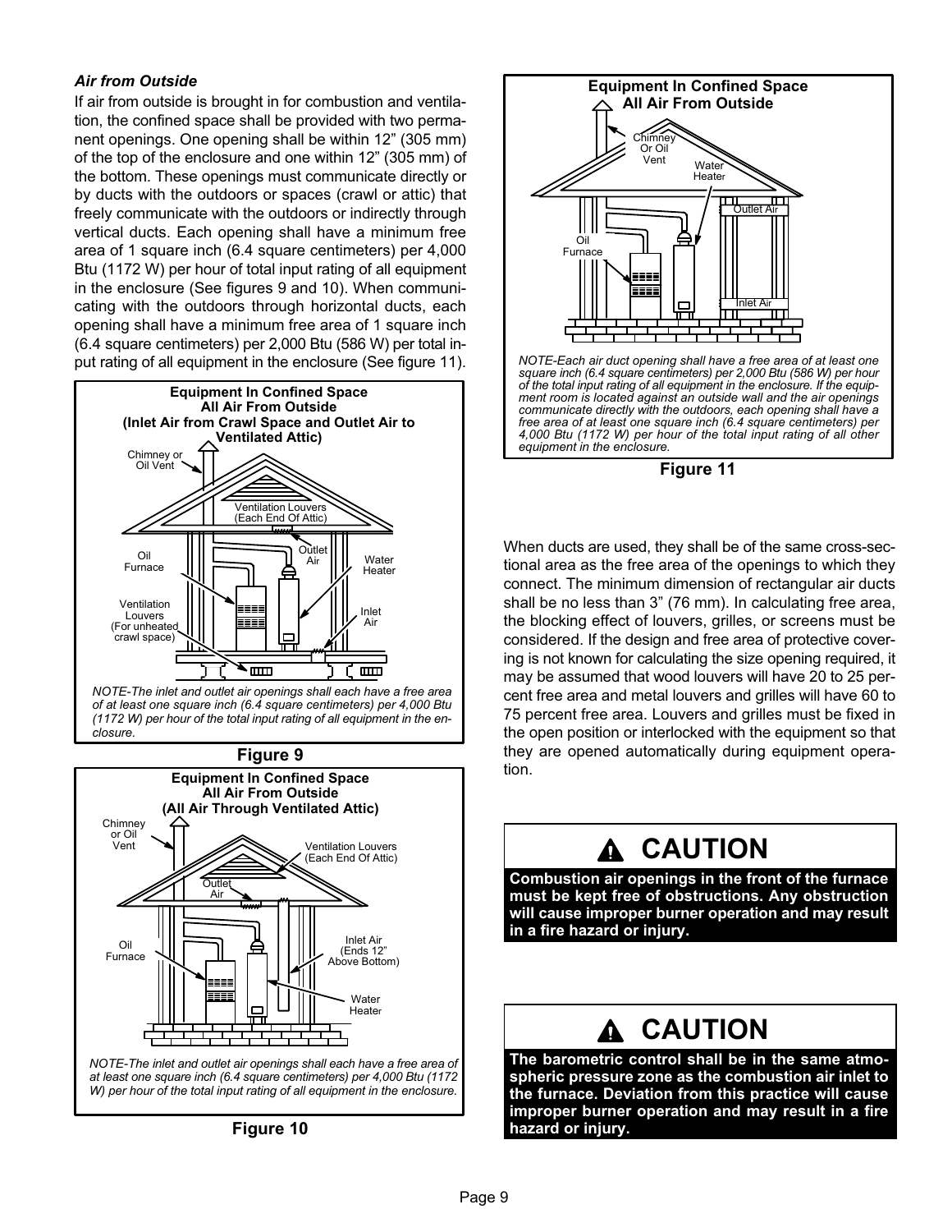### *Air from Outside*

If air from outside is brought in for combustion and ventilation, the confined space shall be provided with two permanent openings. One opening shall be within 12" (305 mm) of the top of the enclosure and one within 12" (305 mm) of the bottom. These openings must communicate directly or by ducts with the outdoors or spaces (crawl or attic) that freely communicate with the outdoors or indirectly through vertical ducts. Each opening shall have a minimum free area of 1 square inch (6.4 square centimeters) per 4,000 Btu (1172 W) per hour of total input rating of all equipment in the enclosure (See figures 9 and 10). When communicating with the outdoors through horizontal ducts, each opening shall have a minimum free area of 1 square inch (6.4 square centimeters) per 2,000 Btu (586 W) per total input rating of all equipment in the enclosure (See figure 11).

**Equipment In Confined Space All Air From Outside (Inlet Air from Crawl Space and Outlet Air to Ventilated Attic)**

Chimney or Oil Vent; Ventilation Louvers (Each End Of Attic); Oil Furnace; Outlet Air; Water Heater; Ventilation Louvers (For unheated crawl space); Inlet Air

*NOTE-The inlet and outlet air openings shall each have a free area of at least one square inch (6.4 square centimeters) per 4,000 Btu (1172 W) per hour of the total input rating of all equipment in the enclosure.*

**Figure 9**

**Equipment In Confined Space All Air From Outside (All Air Through Ventilated Attic)**

Chimney or Oil Vent; Ventilation Louvers (Each End Of Attic); Outlet Air; Oil Furnace; Inlet Air (Ends 12" Above Bottom); Water Heater

*NOTE-The inlet and outlet air openings shall each have a free area of at least one square inch (6.4 square centimeters) per 4,000 Btu (1172 W) per hour of the total input rating of all equipment in the enclosure.*

**Figure 10**

**Equipment In Confined Space All Air From Outside**

Chimney Or Oil Vent; Water Heater; Outlet Air; Oil Furnace; Inlet Air

*NOTE-Each air duct opening shall have a free area of at least one square inch (6.4 square centimeters) per 2,000 Btu (586 W) per hour of the total input rating of all equipment in the enclosure. If the equipment room is located against an outside wall and the air openings communicate directly with the outdoors, each opening shall have a free area of at least one square inch (6.4 square centimeters) per 4,000 Btu (1172 W) per hour of the total input rating of all other equipment in the enclosure.*

**Figure 11**

When ducts are used, they shall be of the same cross-sectional area as the free area of the openings to which they connect. The minimum dimension of rectangular air ducts shall be no less than 3" (76 mm). In calculating free area, the blocking effect of louvers, grilles, or screens must be considered. If the design and free area of protective covering is not known for calculating the size opening required, it may be assumed that wood louvers will have 20 to 25 percent free area and metal louvers and grilles will have 60 to 75 percent free area. Louvers and grilles must be fixed in the open position or interlocked with the equipment so that they are opened automatically during equipment operation.

## CAUTION

**Combustion air openings in the front of the furnace must be kept free of obstructions. Any obstruction will cause improper burner operation and may result in a fire hazard or injury.**

## CAUTION

**The barometric control shall be in the same atmospheric pressure zone as the combustion air inlet to the furnace. Deviation from this practice will cause improper burner operation and may result in a fire hazard or injury.**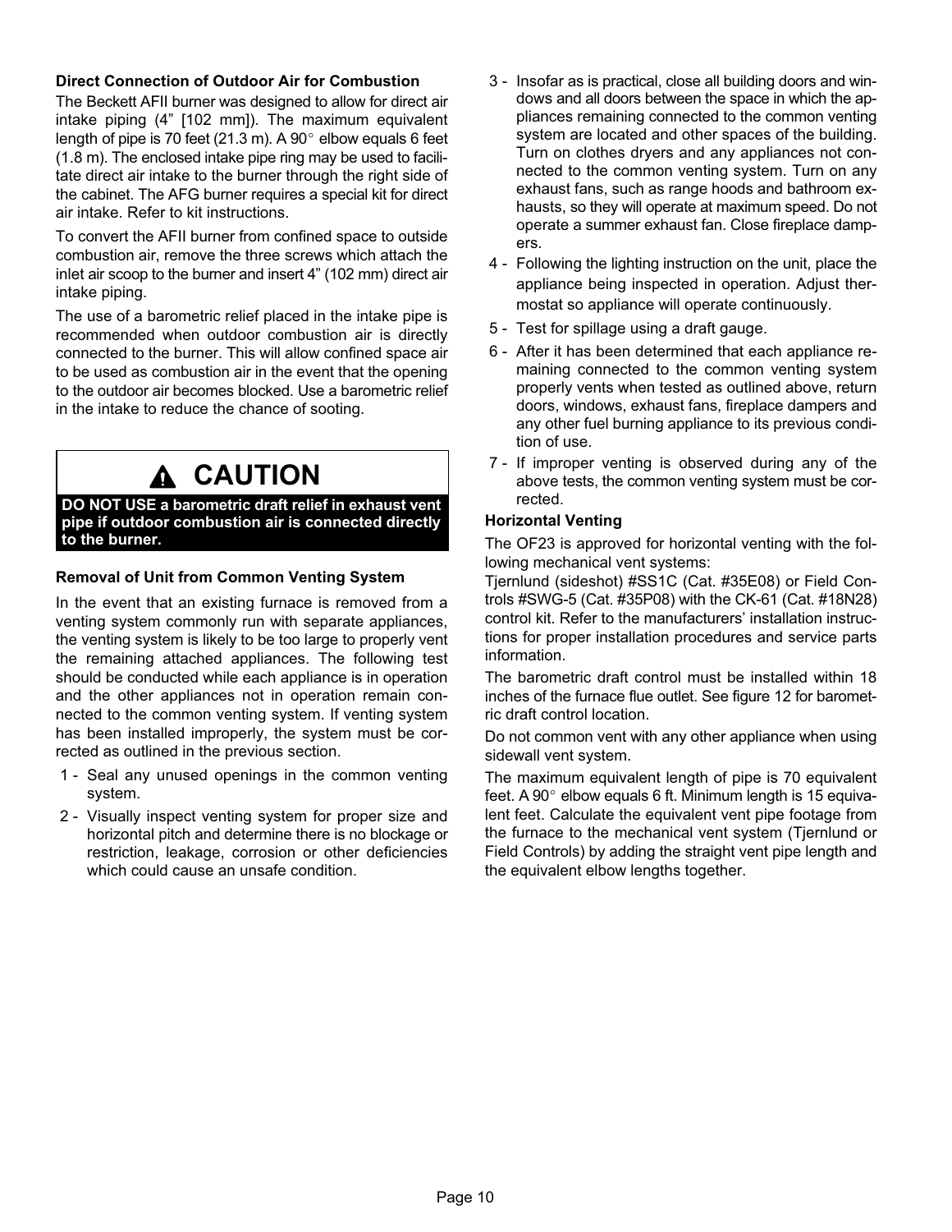### Direct Connection of Outdoor Air for Combustion

The Beckett AFII burner was designed to allow for direct air intake piping (4" [102 mm]). The maximum equivalent length of pipe is 70 feet (21.3 m). A 90° elbow equals 6 feet (1.8 m). The enclosed intake pipe ring may be used to facilitate direct air intake to the burner through the right side of the cabinet. The AFG burner requires a special kit for direct air intake. Refer to kit instructions.

To convert the AFII burner from confined space to outside combustion air, remove the three screws which attach the inlet air scoop to the burner and insert 4" (102 mm) direct air intake piping.

The use of a barometric relief placed in the intake pipe is recommended when outdoor combustion air is directly connected to the burner. This will allow confined space air to be used as combustion air in the event that the opening to the outdoor air becomes blocked. Use a barometric relief in the intake to reduce the chance of sooting.

> **⚠ CAUTION**
>
> **DO NOT USE a barometric draft relief in exhaust vent pipe if outdoor combustion air is connected directly to the burner.**

### Removal of Unit from Common Venting System

In the event that an existing furnace is removed from a venting system commonly run with separate appliances, the venting system is likely to be too large to properly vent the remaining attached appliances. The following test should be conducted while each appliance is in operation and the other appliances not in operation remain connected to the common venting system. If venting system has been installed improperly, the system must be corrected as outlined in the previous section.

1 - Seal any unused openings in the common venting system.

2 - Visually inspect venting system for proper size and horizontal pitch and determine there is no blockage or restriction, leakage, corrosion or other deficiencies which could cause an unsafe condition.

3 - Insofar as is practical, close all building doors and windows and all doors between the space in which the appliances remaining connected to the common venting system are located and other spaces of the building. Turn on clothes dryers and any appliances not connected to the common venting system. Turn on any exhaust fans, such as range hoods and bathroom exhausts, so they will operate at maximum speed. Do not operate a summer exhaust fan. Close fireplace dampers.

4 - Following the lighting instruction on the unit, place the appliance being inspected in operation. Adjust thermostat so appliance will operate continuously.

5 - Test for spillage using a draft gauge.

6 - After it has been determined that each appliance remaining connected to the common venting system properly vents when tested as outlined above, return doors, windows, exhaust fans, fireplace dampers and any other fuel burning appliance to its previous condition of use.

7 - If improper venting is observed during any of the above tests, the common venting system must be corrected.

### Horizontal Venting

The OF23 is approved for horizontal venting with the following mechanical vent systems:

Tjernlund (sideshot) #SS1C (Cat. #35E08) or Field Controls #SWG-5 (Cat. #35P08) with the CK-61 (Cat. #18N28) control kit. Refer to the manufacturers' installation instructions for proper installation procedures and service parts information.

The barometric draft control must be installed within 18 inches of the furnace flue outlet. See figure 12 for barometric draft control location.

Do not common vent with any other appliance when using sidewall vent system.

The maximum equivalent length of pipe is 70 equivalent feet. A 90° elbow equals 6 ft. Minimum length is 15 equivalent feet. Calculate the equivalent vent pipe footage from the furnace to the mechanical vent system (Tjernlund or Field Controls) by adding the straight vent pipe length and the equivalent elbow lengths together.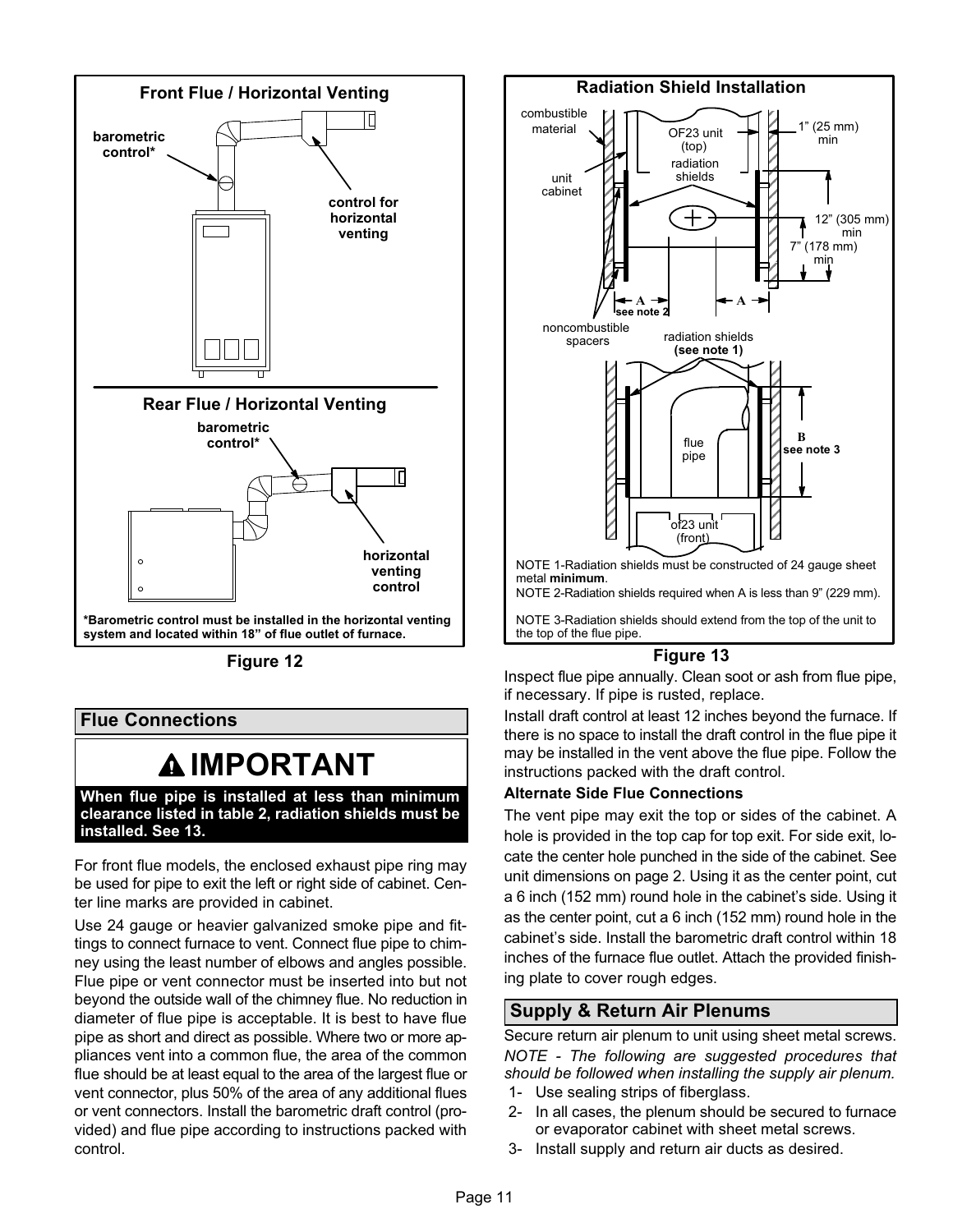**Front Flue / Horizontal Venting**

barometric control*

control for horizontal venting

**Rear Flue / Horizontal Venting**

barometric control*

horizontal venting control

***Barometric control must be installed in the horizontal venting system and located within 18" of flue outlet of furnace.**

**Figure 12**

## Flue Connections

### IMPORTANT

**When flue pipe is installed at less than minimum clearance listed in table 2, radiation shields must be installed. See 13.**

For front flue models, the enclosed exhaust pipe ring may be used for pipe to exit the left or right side of cabinet. Center line marks are provided in cabinet.

Use 24 gauge or heavier galvanized smoke pipe and fittings to connect furnace to vent. Connect flue pipe to chimney using the least number of elbows and angles possible. Flue pipe or vent connector must be inserted into but not beyond the outside wall of the chimney flue. No reduction in diameter of flue pipe is acceptable. It is best to have flue pipe as short and direct as possible. Where two or more appliances vent into a common flue, the area of the common flue should be at least equal to the area of the largest flue or vent connector, plus 50% of the area of any additional flues or vent connectors. Install the barometric draft control (provided) and flue pipe according to instructions packed with control.

**Radiation Shield Installation**

combustible material

OF23 unit (top)

1" (25 mm) min

unit cabinet

radiation shields

12" (305 mm) min

7" (178 mm) min

A see note 2

A

noncombustible spacers

radiation shields **(see note 1)**

flue pipe

B see note 3

of23 unit (front)

NOTE 1-Radiation shields must be constructed of 24 gauge sheet metal **minimum**.
NOTE 2-Radiation shields required when A is less than 9" (229 mm).

NOTE 3-Radiation shields should extend from the top of the unit to the top of the flue pipe.

**Figure 13**

Inspect flue pipe annually. Clean soot or ash from flue pipe, if necessary. If pipe is rusted, replace.

Install draft control at least 12 inches beyond the furnace. If there is no space to install the draft control in the flue pipe it may be installed in the vent above the flue pipe. Follow the instructions packed with the draft control.

**Alternate Side Flue Connections**

The vent pipe may exit the top or sides of the cabinet. A hole is provided in the top cap for top exit. For side exit, locate the center hole punched in the side of the cabinet. See unit dimensions on page 2. Using it as the center point, cut a 6 inch (152 mm) round hole in the cabinet's side. Using it as the center point, cut a 6 inch (152 mm) round hole in the cabinet's side. Install the barometric draft control within 18 inches of the furnace flue outlet. Attach the provided finishing plate to cover rough edges.

## Supply & Return Air Plenums

Secure return air plenum to unit using sheet metal screws.

*NOTE - The following are suggested procedures that should be followed when installing the supply air plenum.*

1- Use sealing strips of fiberglass.
2- In all cases, the plenum should be secured to furnace or evaporator cabinet with sheet metal screws.
3- Install supply and return air ducts as desired.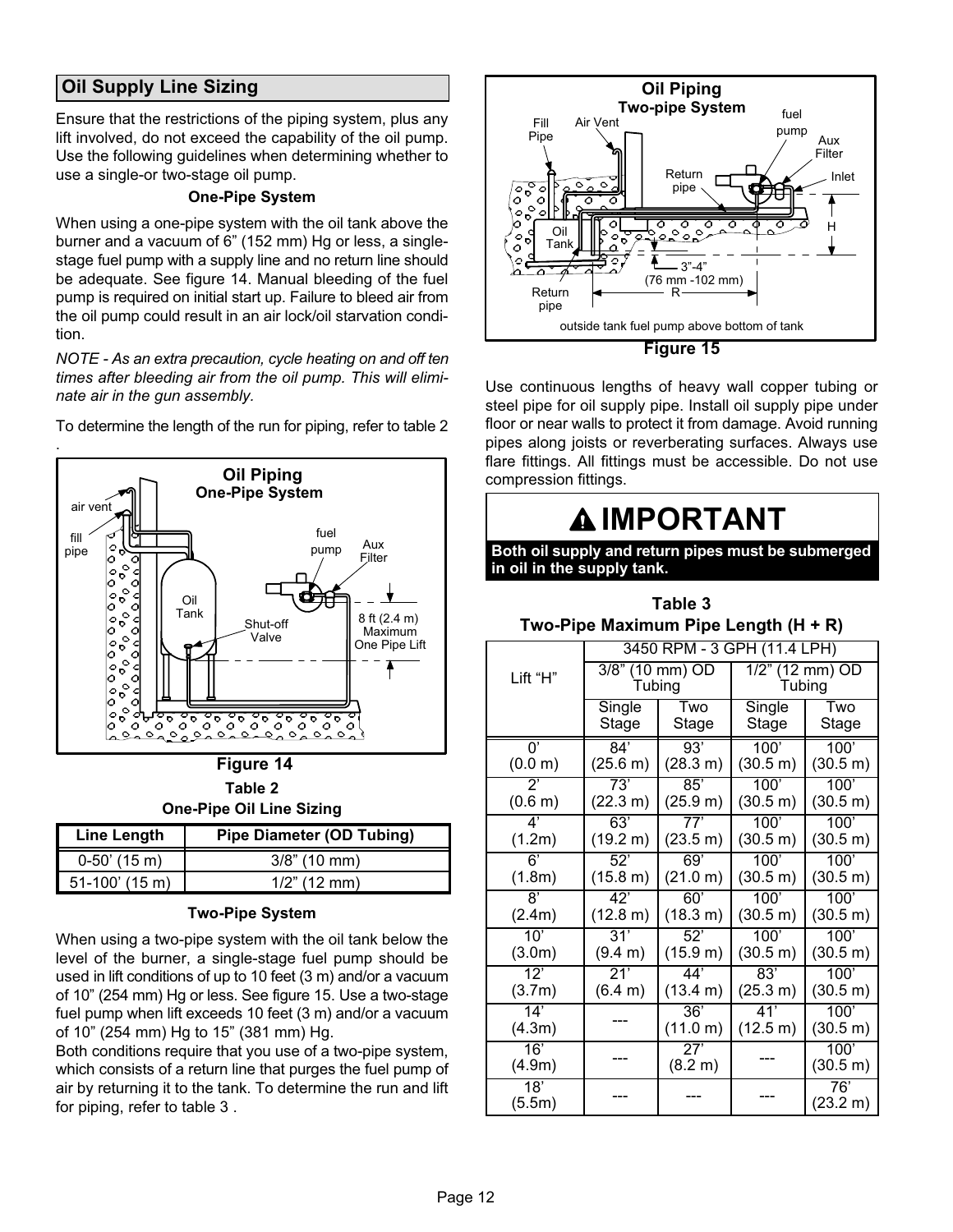## Oil Supply Line Sizing

Ensure that the restrictions of the piping system, plus any lift involved, do not exceed the capability of the oil pump. Use the following guidelines when determining whether to use a single-or two-stage oil pump.

**One-Pipe System**

When using a one-pipe system with the oil tank above the burner and a vacuum of 6" (152 mm) Hg or less, a single-stage fuel pump with a supply line and no return line should be adequate. See figure 14. Manual bleeding of the fuel pump is required on initial start up. Failure to bleed air from the oil pump could result in an air lock/oil starvation condition.

*NOTE - As an extra precaution, cycle heating on and off ten times after bleeding air from the oil pump. This will eliminate air in the gun assembly.*

To determine the length of the run for piping, refer to table 2 .

Figure 14

**Table 2**
**One-Pipe Oil Line Sizing**

| Line Length | Pipe Diameter (OD Tubing) |
|---|---|
| 0-50' (15 m) | 3/8" (10 mm) |
| 51-100' (15 m) | 1/2" (12 mm) |

**Two-Pipe System**

When using a two-pipe system with the oil tank below the level of the burner, a single-stage fuel pump should be used in lift conditions of up to 10 feet (3 m) and/or a vacuum of 10" (254 mm) Hg or less. See figure 15. Use a two-stage fuel pump when lift exceeds 10 feet (3 m) and/or a vacuum of 10" (254 mm) Hg to 15" (381 mm) Hg.

Both conditions require that you use of a two-pipe system, which consists of a return line that purges the fuel pump of air by returning it to the tank. To determine the run and lift for piping, refer to table 3 .

Figure 15

Use continuous lengths of heavy wall copper tubing or steel pipe for oil supply pipe. Install oil supply pipe under floor or near walls to protect it from damage. Avoid running pipes along joists or reverberating surfaces. Always use flare fittings. All fittings must be accessible. Do not use compression fittings.

**IMPORTANT**

**Both oil supply and return pipes must be submerged in oil in the supply tank.**

**Table 3**
**Two-Pipe Maximum Pipe Length (H + R)**

| Lift "H" | 3450 RPM - 3 GPH (11.4 LPH) | | | |
|---|---|---|---|---|
| | 3/8" (10 mm) OD Tubing | | 1/2" (12 mm) OD Tubing | |
| | Single Stage | Two Stage | Single Stage | Two Stage |
| 0' (0.0 m) | 84' (25.6 m) | 93' (28.3 m) | 100' (30.5 m) | 100' (30.5 m) |
| 2' (0.6 m) | 73' (22.3 m) | 85' (25.9 m) | 100' (30.5 m) | 100' (30.5 m) |
| 4' (1.2m) | 63' (19.2 m) | 77' (23.5 m) | 100' (30.5 m) | 100' (30.5 m) |
| 6' (1.8m) | 52' (15.8 m) | 69' (21.0 m) | 100' (30.5 m) | 100' (30.5 m) |
| 8' (2.4m) | 42' (12.8 m) | 60' (18.3 m) | 100' (30.5 m) | 100' (30.5 m) |
| 10' (3.0m) | 31' (9.4 m) | 52' (15.9 m) | 100' (30.5 m) | 100' (30.5 m) |
| 12' (3.7m) | 21' (6.4 m) | 44' (13.4 m) | 83' (25.3 m) | 100' (30.5 m) |
| 14' (4.3m) | --- | 36' (11.0 m) | 41' (12.5 m) | 100' (30.5 m) |
| 16' (4.9m) | --- | 27' (8.2 m) | --- | 100' (30.5 m) |
| 18' (5.5m) | --- | --- | --- | 76' (23.2 m) |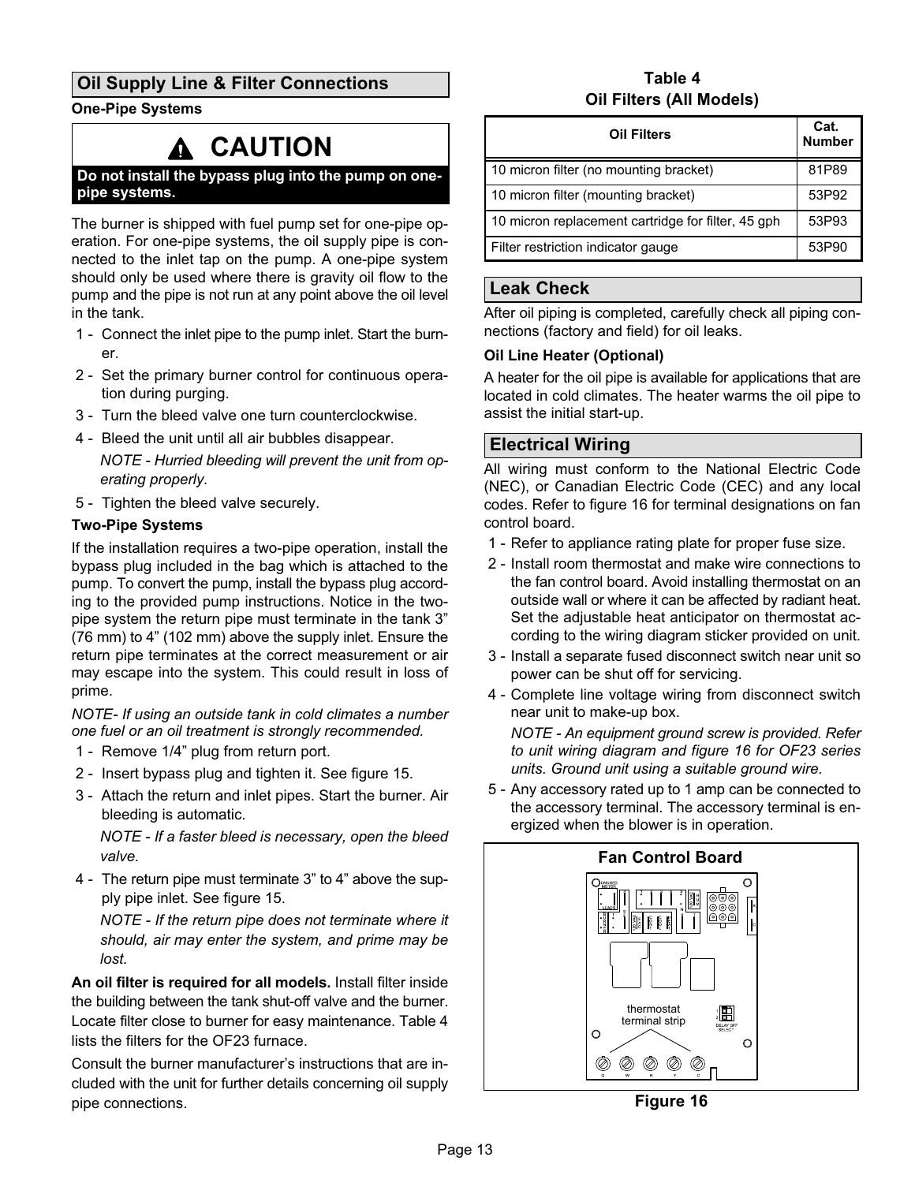## Oil Supply Line & Filter Connections

### One-Pipe Systems

**⚠ CAUTION**

**Do not install the bypass plug into the pump on one-pipe systems.**

The burner is shipped with fuel pump set for one-pipe operation. For one-pipe systems, the oil supply pipe is connected to the inlet tap on the pump. A one-pipe system should only be used where there is gravity oil flow to the pump and the pipe is not run at any point above the oil level in the tank.

1 - Connect the inlet pipe to the pump inlet. Start the burner.
2 - Set the primary burner control for continuous operation during purging.
3 - Turn the bleed valve one turn counterclockwise.
4 - Bleed the unit until all air bubbles disappear.

   *NOTE - Hurried bleeding will prevent the unit from operating properly.*

5 - Tighten the bleed valve securely.

### Two-Pipe Systems

If the installation requires a two-pipe operation, install the bypass plug included in the bag which is attached to the pump. To convert the pump, install the bypass plug according to the provided pump instructions. Notice in the two-pipe system the return pipe must terminate in the tank 3” (76 mm) to 4” (102 mm) above the supply inlet. Ensure the return pipe terminates at the correct measurement or air may escape into the system. This could result in loss of prime.

*NOTE- If using an outside tank in cold climates a number one fuel or an oil treatment is strongly recommended.*

1 - Remove 1/4” plug from return port.
2 - Insert bypass plug and tighten it. See figure 15.
3 - Attach the return and inlet pipes. Start the burner. Air bleeding is automatic.

   *NOTE - If a faster bleed is necessary, open the bleed valve.*

4 - The return pipe must terminate 3” to 4” above the supply pipe inlet. See figure 15.

   *NOTE - If the return pipe does not terminate where it should, air may enter the system, and prime may be lost.*

**An oil filter is required for all models.** Install filter inside the building between the tank shut-off valve and the burner. Locate filter close to burner for easy maintenance. Table 4 lists the filters for the OF23 furnace.

Consult the burner manufacturer’s instructions that are included with the unit for further details concerning oil supply pipe connections.

**Table 4**
**Oil Filters (All Models)**

| Oil Filters | Cat. Number |
|---|---|
| 10 micron filter (no mounting bracket) | 81P89 |
| 10 micron filter (mounting bracket) | 53P92 |
| 10 micron replacement cartridge for filter, 45 gph | 53P93 |
| Filter restriction indicator gauge | 53P90 |

## Leak Check

After oil piping is completed, carefully check all piping connections (factory and field) for oil leaks.

### Oil Line Heater (Optional)

A heater for the oil pipe is available for applications that are located in cold climates. The heater warms the oil pipe to assist the initial start-up.

## Electrical Wiring

All wiring must conform to the National Electric Code (NEC), or Canadian Electric Code (CEC) and any local codes. Refer to figure 16 for terminal designations on fan control board.

1 - Refer to appliance rating plate for proper fuse size.
2 - Install room thermostat and make wire connections to the fan control board. Avoid installing thermostat on an outside wall or where it can be affected by radiant heat. Set the adjustable heat anticipator on thermostat according to the wiring diagram sticker provided on unit.
3 - Install a separate fused disconnect switch near unit so power can be shut off for servicing.
4 - Complete line voltage wiring from disconnect switch near unit to make-up box.

   *NOTE - An equipment ground screw is provided. Refer to unit wiring diagram and figure 16 for OF23 series units. Ground unit using a suitable ground wire.*

5 - Any accessory rated up to 1 amp can be connected to the accessory terminal. The accessory terminal is energized when the blower is in operation.

**Fan Control Board**

thermostat terminal strip

G W R Y C

**Figure 16**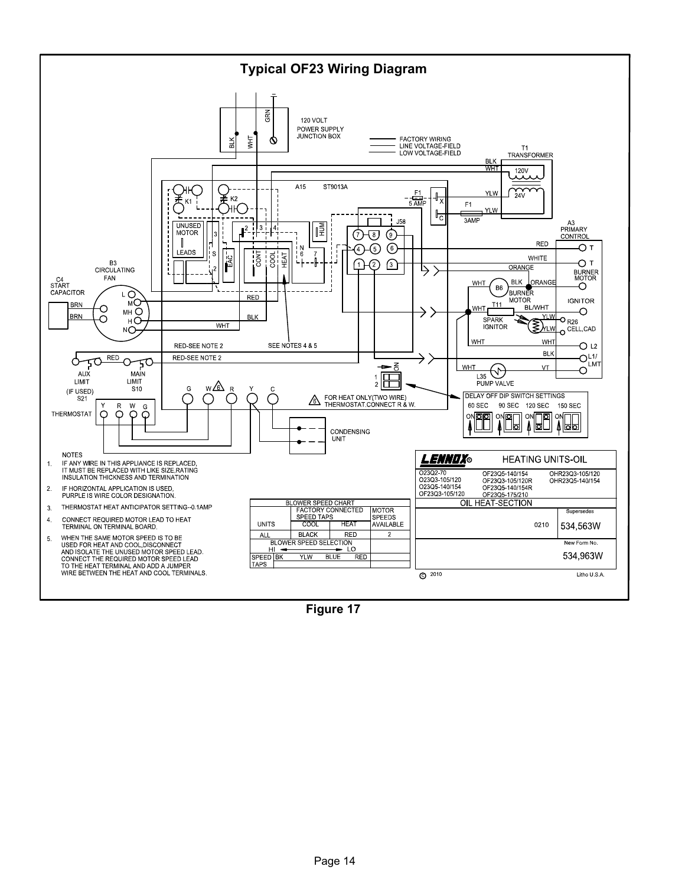## Typical OF23 Wiring Diagram

120 VOLT POWER SUPPLY JUNCTION BOX

FACTORY WIRING
LINE VOLTAGE-FIELD
LOW VOLTAGE-FIELD

T1 TRANSFORMER

A15 ST9013A

A3 PRIMARY CONTROL

B3 CIRCULATING FAN

C4 START CAPACITOR

AUX LIMIT (IF USED) S21

MAIN LIMIT S10

THERMOSTAT

CONDENSING UNIT

FOR HEAT ONLY(TWO WIRE) THERMOSTAT.CONNECT R & W.

DELAY OFF DIP SWITCH SETTINGS: 60 SEC, 90 SEC, 120 SEC, 150 SEC

NOTES

1. IF ANY WIRE IN THIS APPLIANCE IS REPLACED, IT MUST BE REPLACED WITH LIKE SIZE,RATING INSULATION THICKNESS AND TERMINATION
2. IF HORIZONTAL APPLICATION IS USED, PURPLE IS WIRE COLOR DESIGNATION.
3. THERMOSTAT HEAT ANTICIPATOR SETTING--0.1AMP
4. CONNECT REQUIRED MOTOR LEAD TO HEAT TERMINAL ON TERMINAL BOARD.
5. WHEN THE SAME MOTOR SPEED IS TO BE USED FOR HEAT AND COOL,DISCONNECT AND ISOLATE THE UNUSED MOTOR SPEED LEAD. CONNECT THE REQUIRED MOTOR SPEED LEAD TO THE HEAT TERMINAL AND ADD A JUMPER WIRE BETWEEN THE HEAT AND COOL TERMINALS.

| BLOWER SPEED CHART | | | |
|---|---|---|---|
| UNITS | FACTORY CONNECTED SPEED TAPS: COOL | HEAT | MOTOR SPEEDS AVAILABLE |
| ALL | BLACK | RED | 2 |

| BLOWER SPEED SELECTION HI → LO | | | | |
|---|---|---|---|---|
| SPEED TAPS | BK | YLW | BLUE | RED |

LENNOX® HEATING UNITS-OIL

O23Q2-70, O23Q3-105/120, O23Q5-140/154, OF23Q3-105/120, OF23Q5-140/154, OF23Q3-105/120R, OF23Q5-140/154R, OF23Q5-175/210, OHR23Q3-105/120, OHR23Q5-140/154

OIL HEAT-SECTION

Supersedes 0210 534,563W

New Form No. 534,963W

© 2010 Litho U.S.A.

Figure 17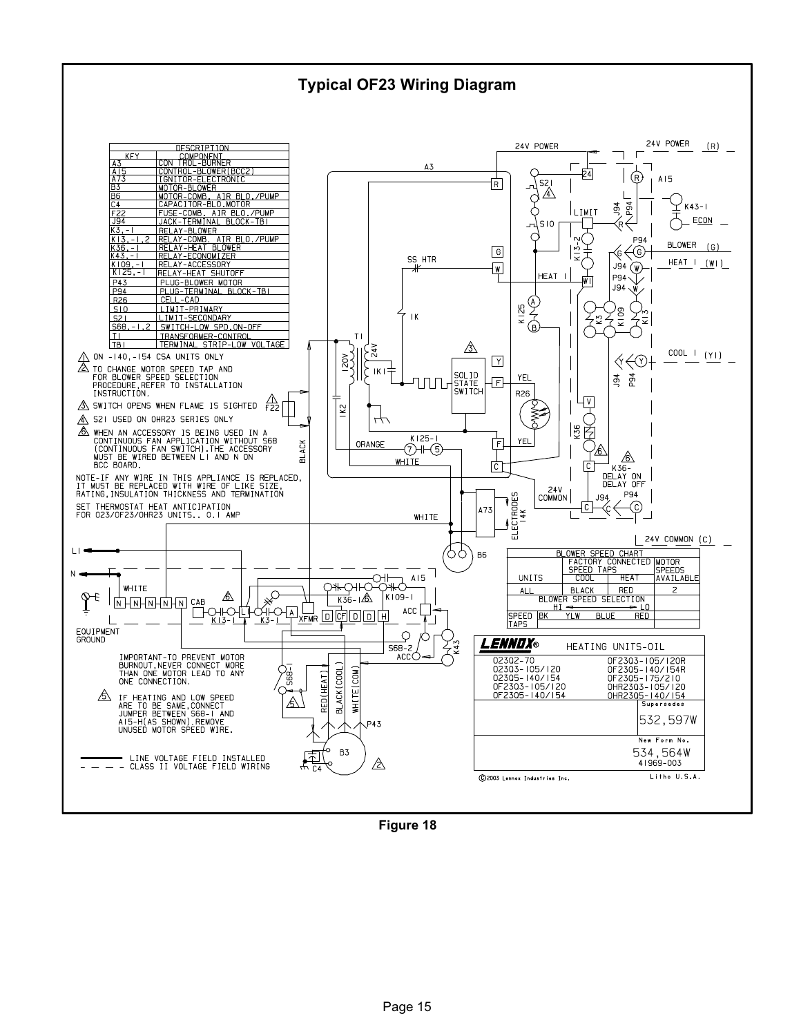## Typical OF23 Wiring Diagram

| KEY | DESCRIPTION COMPONENT |
|---|---|
| A3 | CONTROL-BURNER |
| A15 | CONTROL-BLOWER(BCC2) |
| A73 | IGNITOR-ELECTRONIC |
| B3 | MOTOR-BLOWER |
| B6 | MOTOR-COMB. AIR BLO./PUMP |
| C4 | CAPACITOR-BLO.MOTOR |
| F22 | FUSE-COMB. AIR BLO./PUMP |
| J94 | JACK-TERMINAL BLOCK-TB1 |
| K3,-1 | RELAY-BLOWER |
| K13,-1,2 | RELAY-COMB. AIR BLO./PUMP |
| K36,-1 | RELAY-HEAT BLOWER |
| K43,-1 | RELAY-ECONOMIZER |
| K109,-1 | RELAY-ACCESSORY |
| K125,-1 | RELAY-HEAT SHUTOFF |
| P43 | PLUG-BLOWER MOTOR |
| P94 | PLUG-TERMINAL BLOCK-TB1 |
| R26 | CELL-CAD |
| S10 | LIMIT-PRIMARY |
| S21 | LIMIT-SECONDARY |
| S68,-1,2 | SWITCH-LOW SPD,ON-OFF |
| T1 | TRANSFORMER-CONTROL |
| TB1 | TERMINAL STRIP-LOW VOLTAGE |

1. ON -140,-154 CSA UNITS ONLY
2. TO CHANGE MOTOR SPEED TAP AND FOR BLOWER SPEED SELECTION PROCEDURE, REFER TO INSTALLATION INSTRUCTION.
3. SWITCH OPENS WHEN FLAME IS SIGHTED
4. S21 USED ON OHR23 SERIES ONLY
6. WHEN AN ACCESSORY IS BEING USED IN A CONTINUOUS FAN APPLICATION WITHOUT S68 (CONTINUOUS FAN SWITCH).THE ACCESSORY MUST BE WIRED BETWEEN L1 AND N ON BCC BOARD.

NOTE-IF ANY WIRE IN THIS APPLIANCE IS REPLACED, IT MUST BE REPLACED WITH WIRE OF LIKE SIZE, RATING,INSULATION THICKNESS AND TERMINATION

SET THERMOSTAT HEAT ANTICIPATION FOR O23/OF23/OHR23 UNITS.. 0.1 AMP

IMPORTANT-TO PREVENT MOTOR BURNOUT,NEVER CONNECT MORE THAN ONE MOTOR LEAD TO ANY ONE CONNECTION.

5. IF HEATING AND LOW SPEED ARE TO BE SAME,CONNECT JUMPER BETWEEN S68-1 AND A15-H(AS SHOWN).REMOVE UNUSED MOTOR SPEED WIRE.

——— LINE VOLTAGE FIELD INSTALLED
– – – – CLASS II VOLTAGE FIELD WIRING

| BLOWER SPEED CHART | | | |
|---|---|---|---|
| UNITS | FACTORY CONNECTED SPEED TAPS COOL | HEAT | MOTOR SPEEDS AVAILABLE |
| ALL | BLACK | RED | 2 |

| BLOWER SPEED SELECTION | HI → | | ← LO |
|---|---|---|---|
| SPEED TAPS | BK YLW | BLUE | RED |

**LENNOX®** HEATING UNITS-OIL

O2302-70
O2303-105/120
O2305-140/154
OF2303-105/120
OF2305-140/154
OF2303-105/120R
OF2305-140/154R
OF2305-175/210
OHR2303-105/120
OHR2305-140/154

Supersedes 532,597W

New Form No. 534,564W
41969-003

©2003 Lennox Industries Inc. Litho U.S.A.

Figure 18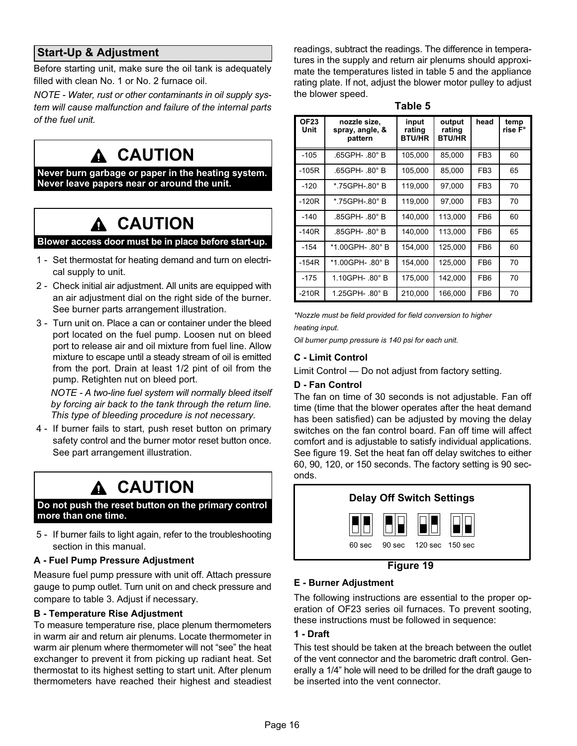## Start-Up & Adjustment

Before starting unit, make sure the oil tank is adequately filled with clean No. 1 or No. 2 furnace oil.

*NOTE - Water, rust or other contaminants in oil supply system will cause malfunction and failure of the internal parts of the fuel unit.*

> **⚠ CAUTION**
>
> **Never burn garbage or paper in the heating system. Never leave papers near or around the unit.**

> **⚠ CAUTION**
>
> **Blower access door must be in place before start-up.**

1 - Set thermostat for heating demand and turn on electrical supply to unit.

2 - Check initial air adjustment. All units are equipped with an air adjustment dial on the right side of the burner. See burner parts arrangement illustration.

3 - Turn unit on. Place a can or container under the bleed port located on the fuel pump. Loosen nut on bleed port to release air and oil mixture from fuel line. Allow mixture to escape until a steady stream of oil is emitted from the port. Drain at least 1/2 pint of oil from the pump. Retighten nut on bleed port.

*NOTE - A two-line fuel system will normally bleed itself by forcing air back to the tank through the return line. This type of bleeding procedure is not necessary.*

4 - If burner fails to start, push reset button on primary safety control and the burner motor reset button once. See part arrangement illustration.

> **⚠ CAUTION**
>
> **Do not push the reset button on the primary control more than one time.**

5 - If burner fails to light again, refer to the troubleshooting section in this manual.

### A - Fuel Pump Pressure Adjustment

Measure fuel pump pressure with unit off. Attach pressure gauge to pump outlet. Turn unit on and check pressure and compare to table 3. Adjust if necessary.

### B - Temperature Rise Adjustment

To measure temperature rise, place plenum thermometers in warm air and return air plenums. Locate thermometer in warm air plenum where thermometer will not "see" the heat exchanger to prevent it from picking up radiant heat. Set thermostat to its highest setting to start unit. After plenum thermometers have reached their highest and steadiest readings, subtract the readings. The difference in temperatures in the supply and return air plenums should approximate the temperatures listed in table 5 and the appliance rating plate. If not, adjust the blower motor pulley to adjust the blower speed.

**Table 5**

| OF23 Unit | nozzle size, spray, angle, & pattern | input rating BTU/HR | output rating BTU/HR | head | temp rise F° |
|---|---|---|---|---|---|
| -105 | .65GPH- .80° B | 105,000 | 85,000 | FB3 | 60 |
| -105R | .65GPH- .80° B | 105,000 | 85,000 | FB3 | 65 |
| -120 | *.75GPH-.80° B | 119,000 | 97,000 | FB3 | 70 |
| -120R | *.75GPH-.80° B | 119,000 | 97,000 | FB3 | 70 |
| -140 | .85GPH- .80° B | 140,000 | 113,000 | FB6 | 60 |
| -140R | .85GPH- .80° B | 140,000 | 113,000 | FB6 | 65 |
| -154 | *1.00GPH- .80° B | 154,000 | 125,000 | FB6 | 60 |
| -154R | *1.00GPH- .80° B | 154,000 | 125,000 | FB6 | 70 |
| -175 | 1.10GPH- .80° B | 175,000 | 142,000 | FB6 | 70 |
| -210R | 1.25GPH- .80° B | 210,000 | 166,000 | FB6 | 70 |

*\*Nozzle must be field provided for field conversion to higher heating input.*

*Oil burner pump pressure is 140 psi for each unit.*

### C - Limit Control

Limit Control — Do not adjust from factory setting.

### D - Fan Control

The fan on time of 30 seconds is not adjustable. Fan off time (time that the blower operates after the heat demand has been satisfied) can be adjusted by moving the delay switches on the fan control board. Fan off time will affect comfort and is adjustable to satisfy individual applications. See figure 19. Set the heat fan off delay switches to either 60, 90, 120, or 150 seconds. The factory setting is 90 seconds.

**Delay Off Switch Settings**

60 sec 90 sec 120 sec 150 sec

**Figure 19**

### E - Burner Adjustment

The following instructions are essential to the proper operation of OF23 series oil furnaces. To prevent sooting, these instructions must be followed in sequence:

#### 1 - Draft

This test should be taken at the breach between the outlet of the vent connector and the barometric draft control. Generally a 1/4" hole will need to be drilled for the draft gauge to be inserted into the vent connector.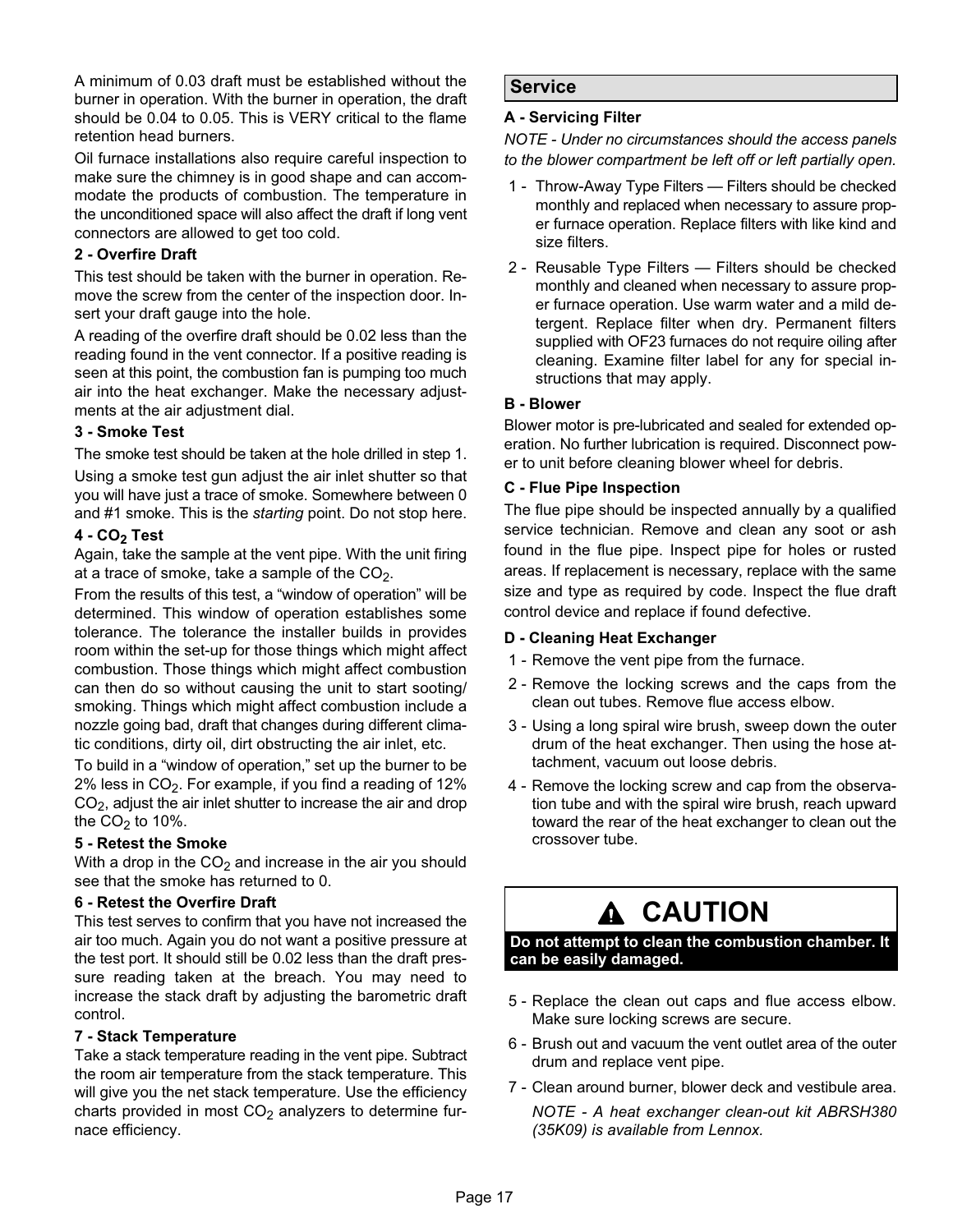A minimum of 0.03 draft must be established without the burner in operation. With the burner in operation, the draft should be 0.04 to 0.05. This is VERY critical to the flame retention head burners.

Oil furnace installations also require careful inspection to make sure the chimney is in good shape and can accommodate the products of combustion. The temperature in the unconditioned space will also affect the draft if long vent connectors are allowed to get too cold.

**2 - Overfire Draft**

This test should be taken with the burner in operation. Remove the screw from the center of the inspection door. Insert your draft gauge into the hole.

A reading of the overfire draft should be 0.02 less than the reading found in the vent connector. If a positive reading is seen at this point, the combustion fan is pumping too much air into the heat exchanger. Make the necessary adjustments at the air adjustment dial.

**3 - Smoke Test**

The smoke test should be taken at the hole drilled in step 1.

Using a smoke test gun adjust the air inlet shutter so that you will have just a trace of smoke. Somewhere between 0 and #1 smoke. This is the *starting* point. Do not stop here.

**4 - $CO_2$ Test**

Again, take the sample at the vent pipe. With the unit firing at a trace of smoke, take a sample of the $CO_2$.

From the results of this test, a "window of operation" will be determined. This window of operation establishes some tolerance. The tolerance the installer builds in provides room within the set-up for those things which might affect combustion. Those things which might affect combustion can then do so without causing the unit to start sooting/smoking. Things which might affect combustion include a nozzle going bad, draft that changes during different climatic conditions, dirty oil, dirt obstructing the air inlet, etc.

To build in a "window of operation," set up the burner to be 2% less in $CO_2$. For example, if you find a reading of 12% $CO_2$, adjust the air inlet shutter to increase the air and drop the $CO_2$ to 10%.

**5 - Retest the Smoke**

With a drop in the $CO_2$ and increase in the air you should see that the smoke has returned to 0.

**6 - Retest the Overfire Draft**

This test serves to confirm that you have not increased the air too much. Again you do not want a positive pressure at the test port. It should still be 0.02 less than the draft pressure reading taken at the breach. You may need to increase the stack draft by adjusting the barometric draft control.

**7 - Stack Temperature**

Take a stack temperature reading in the vent pipe. Subtract the room air temperature from the stack temperature. This will give you the net stack temperature. Use the efficiency charts provided in most $CO_2$ analyzers to determine furnace efficiency.

## Service

**A - Servicing Filter**

*NOTE - Under no circumstances should the access panels to the blower compartment be left off or left partially open.*

1 - Throw-Away Type Filters — Filters should be checked monthly and replaced when necessary to assure proper furnace operation. Replace filters with like kind and size filters.

2 - Reusable Type Filters — Filters should be checked monthly and cleaned when necessary to assure proper furnace operation. Use warm water and a mild detergent. Replace filter when dry. Permanent filters supplied with OF23 furnaces do not require oiling after cleaning. Examine filter label for any for special instructions that may apply.

**B - Blower**

Blower motor is pre-lubricated and sealed for extended operation. No further lubrication is required. Disconnect power to unit before cleaning blower wheel for debris.

**C - Flue Pipe Inspection**

The flue pipe should be inspected annually by a qualified service technician. Remove and clean any soot or ash found in the flue pipe. Inspect pipe for holes or rusted areas. If replacement is necessary, replace with the same size and type as required by code. Inspect the flue draft control device and replace if found defective.

**D - Cleaning Heat Exchanger**

1 - Remove the vent pipe from the furnace.

2 - Remove the locking screws and the caps from the clean out tubes. Remove flue access elbow.

3 - Using a long spiral wire brush, sweep down the outer drum of the heat exchanger. Then using the hose attachment, vacuum out loose debris.

4 - Remove the locking screw and cap from the observation tube and with the spiral wire brush, reach upward toward the rear of the heat exchanger to clean out the crossover tube.

**⚠ CAUTION**

**Do not attempt to clean the combustion chamber. It can be easily damaged.**

5 - Replace the clean out caps and flue access elbow. Make sure locking screws are secure.

6 - Brush out and vacuum the vent outlet area of the outer drum and replace vent pipe.

7 - Clean around burner, blower deck and vestibule area.

*NOTE - A heat exchanger clean-out kit ABRSH380 (35K09) is available from Lennox.*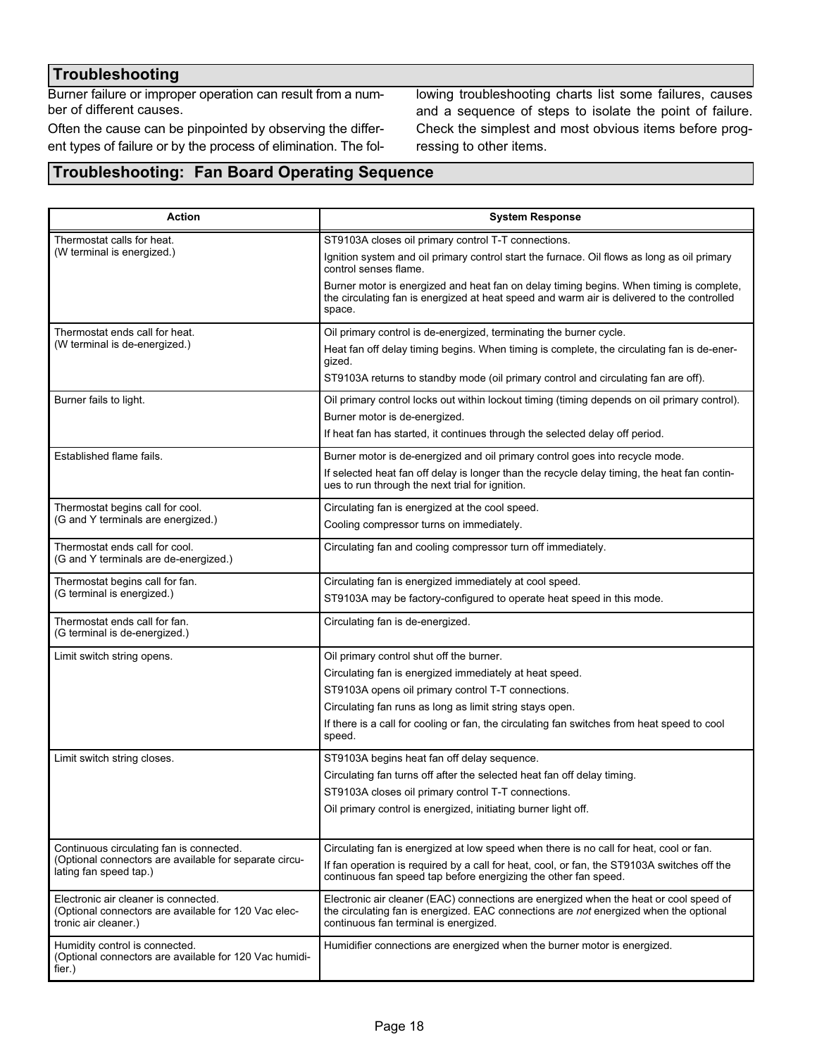## Troubleshooting

Burner failure or improper operation can result from a number of different causes.

Often the cause can be pinpointed by observing the different types of failure or by the process of elimination. The following troubleshooting charts list some failures, causes and a sequence of steps to isolate the point of failure. Check the simplest and most obvious items before progressing to other items.

## Troubleshooting: Fan Board Operating Sequence

| Action | System Response |
|---|---|
| Thermostat calls for heat.<br>(W terminal is energized.) | ST9103A closes oil primary control T-T connections.<br>Ignition system and oil primary control start the furnace. Oil flows as long as oil primary control senses flame.<br>Burner motor is energized and heat fan on delay timing begins. When timing is complete, the circulating fan is energized at heat speed and warm air is delivered to the controlled space. |
| Thermostat ends call for heat.<br>(W terminal is de-energized.) | Oil primary control is de-energized, terminating the burner cycle.<br>Heat fan off delay timing begins. When timing is complete, the circulating fan is de-energized.<br>ST9103A returns to standby mode (oil primary control and circulating fan are off). |
| Burner fails to light. | Oil primary control locks out within lockout timing (timing depends on oil primary control).<br>Burner motor is de-energized.<br>If heat fan has started, it continues through the selected delay off period. |
| Established flame fails. | Burner motor is de-energized and oil primary control goes into recycle mode.<br>If selected heat fan off delay is longer than the recycle delay timing, the heat fan continues to run through the next trial for ignition. |
| Thermostat begins call for cool.<br>(G and Y terminals are energized.) | Circulating fan is energized at the cool speed.<br>Cooling compressor turns on immediately. |
| Thermostat ends call for cool.<br>(G and Y terminals are de-energized.) | Circulating fan and cooling compressor turn off immediately. |
| Thermostat begins call for fan.<br>(G terminal is energized.) | Circulating fan is energized immediately at cool speed.<br>ST9103A may be factory-configured to operate heat speed in this mode. |
| Thermostat ends call for fan.<br>(G terminal is de-energized.) | Circulating fan is de-energized. |
| Limit switch string opens. | Oil primary control shut off the burner.<br>Circulating fan is energized immediately at heat speed.<br>ST9103A opens oil primary control T-T connections.<br>Circulating fan runs as long as limit string stays open.<br>If there is a call for cooling or fan, the circulating fan switches from heat speed to cool speed. |
| Limit switch string closes. | ST9103A begins heat fan off delay sequence.<br>Circulating fan turns off after the selected heat fan off delay timing.<br>ST9103A closes oil primary control T-T connections.<br>Oil primary control is energized, initiating burner light off. |
| Continuous circulating fan is connected.<br>(Optional connectors are available for separate circulating fan speed tap.) | Circulating fan is energized at low speed when there is no call for heat, cool or fan.<br>If fan operation is required by a call for heat, cool, or fan, the ST9103A switches off the continuous fan speed tap before energizing the other fan speed. |
| Electronic air cleaner is connected.<br>(Optional connectors are available for 120 Vac electronic air cleaner.) | Electronic air cleaner (EAC) connections are energized when the heat or cool speed of the circulating fan is energized. EAC connections are *not* energized when the optional continuous fan terminal is energized. |
| Humidity control is connected.<br>(Optional connectors are available for 120 Vac humidifier.) | Humidifier connections are energized when the burner motor is energized. |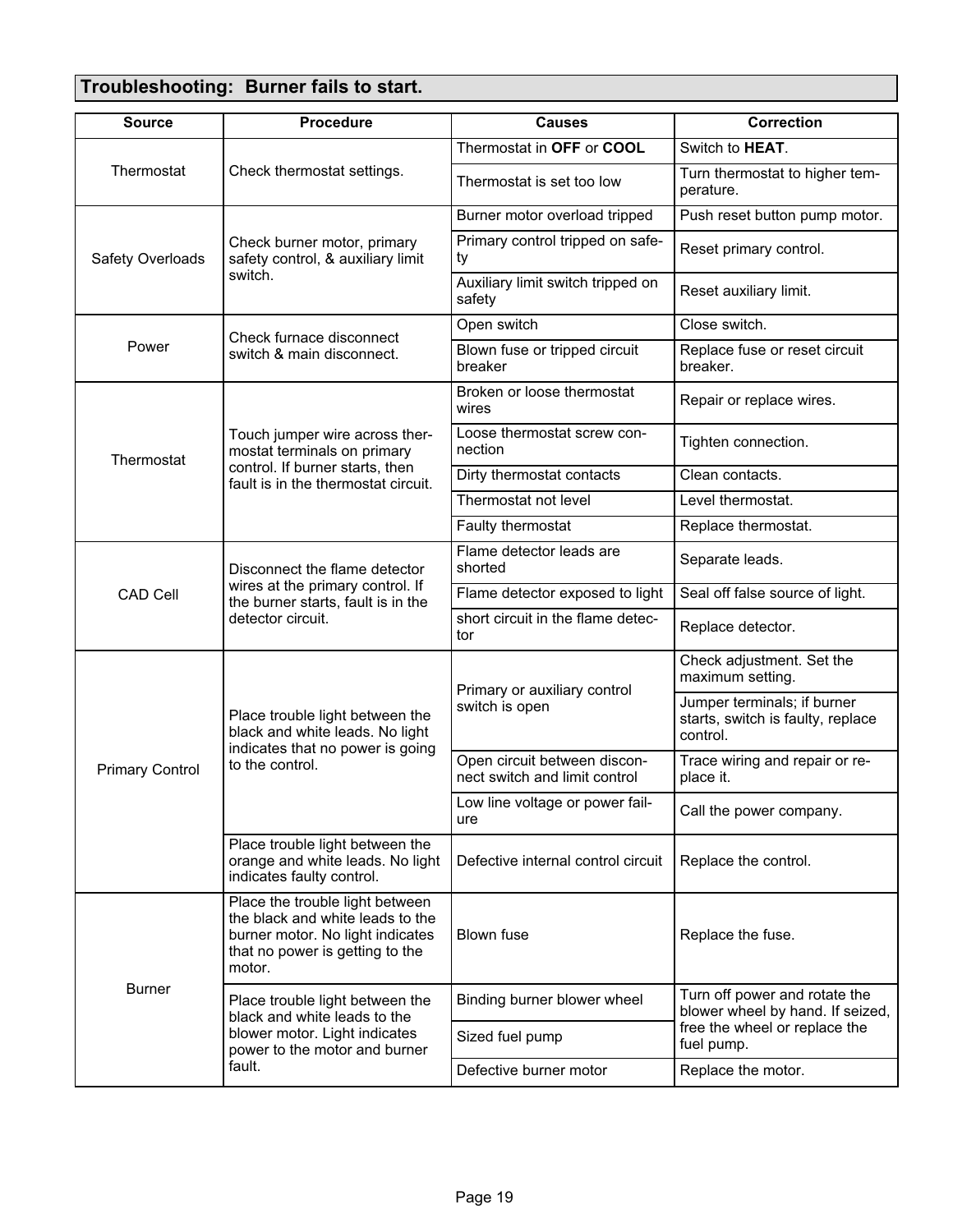## Troubleshooting: Burner fails to start.

| Source | Procedure | Causes | Correction |
|---|---|---|---|
| Thermostat | Check thermostat settings. | Thermostat in **OFF** or **COOL** | Switch to **HEAT**. |
| | | Thermostat is set too low | Turn thermostat to higher temperature. |
| Safety Overloads | Check burner motor, primary safety control, & auxiliary limit switch. | Burner motor overload tripped | Push reset button pump motor. |
| | | Primary control tripped on safety | Reset primary control. |
| | | Auxiliary limit switch tripped on safety | Reset auxiliary limit. |
| Power | Check furnace disconnect switch & main disconnect. | Open switch | Close switch. |
| | | Blown fuse or tripped circuit breaker | Replace fuse or reset circuit breaker. |
| Thermostat | Touch jumper wire across thermostat terminals on primary control. If burner starts, then fault is in the thermostat circuit. | Broken or loose thermostat wires | Repair or replace wires. |
| | | Loose thermostat screw connection | Tighten connection. |
| | | Dirty thermostat contacts | Clean contacts. |
| | | Thermostat not level | Level thermostat. |
| | | Faulty thermostat | Replace thermostat. |
| CAD Cell | Disconnect the flame detector wires at the primary control. If the burner starts, fault is in the detector circuit. | Flame detector leads are shorted | Separate leads. |
| | | Flame detector exposed to light | Seal off false source of light. |
| | | short circuit in the flame detector | Replace detector. |
| Primary Control | Place trouble light between the black and white leads. No light indicates that no power is going to the control. | Primary or auxiliary control switch is open | Check adjustment. Set the maximum setting. |
| | | | Jumper terminals; if burner starts, switch is faulty, replace control. |
| | | Open circuit between disconnect switch and limit control | Trace wiring and repair or replace it. |
| | | Low line voltage or power failure | Call the power company. |
| | Place trouble light between the orange and white leads. No light indicates faulty control. | Defective internal control circuit | Replace the control. |
| Burner | Place the trouble light between the black and white leads to the burner motor. No light indicates that no power is getting to the motor. | Blown fuse | Replace the fuse. |
| | Place trouble light between the black and white leads to the blower motor. Light indicates power to the motor and burner fault. | Binding burner blower wheel | Turn off power and rotate the blower wheel by hand. If seized, free the wheel or replace the fuel pump. |
| | | Sized fuel pump | |
| | | Defective burner motor | Replace the motor. |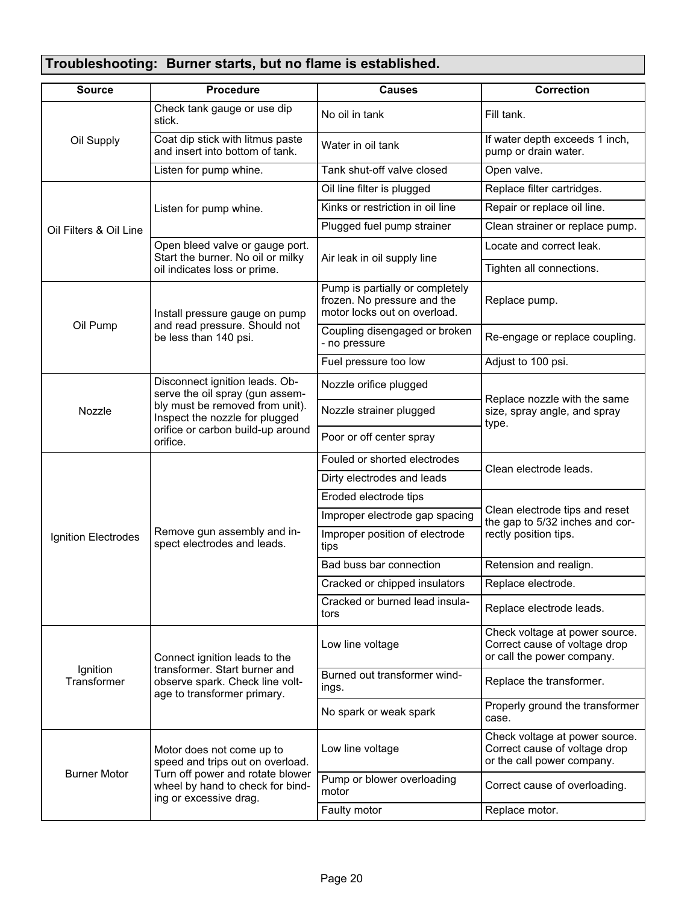## Troubleshooting: Burner starts, but no flame is established.

| Source | Procedure | Causes | Correction |
|---|---|---|---|
| Oil Supply | Check tank gauge or use dip stick. | No oil in tank | Fill tank. |
| | Coat dip stick with litmus paste and insert into bottom of tank. | Water in oil tank | If water depth exceeds 1 inch, pump or drain water. |
| | Listen for pump whine. | Tank shut-off valve closed | Open valve. |
| Oil Filters & Oil Line | Listen for pump whine. | Oil line filter is plugged | Replace filter cartridges. |
| | | Kinks or restriction in oil line | Repair or replace oil line. |
| | | Plugged fuel pump strainer | Clean strainer or replace pump. |
| | Open bleed valve or gauge port. Start the burner. No oil or milky oil indicates loss or prime. | Air leak in oil supply line | Locate and correct leak. |
| | | | Tighten all connections. |
| Oil Pump | Install pressure gauge on pump and read pressure. Should not be less than 140 psi. | Pump is partially or completely frozen. No pressure and the motor locks out on overload. | Replace pump. |
| | | Coupling disengaged or broken - no pressure | Re-engage or replace coupling. |
| | | Fuel pressure too low | Adjust to 100 psi. |
| Nozzle | Disconnect ignition leads. Observe the oil spray (gun assembly must be removed from unit). Inspect the nozzle for plugged orifice or carbon build-up around orifice. | Nozzle orifice plugged | Replace nozzle with the same size, spray angle, and spray type. |
| | | Nozzle strainer plugged | |
| | | Poor or off center spray | |
| Ignition Electrodes | Remove gun assembly and inspect electrodes and leads. | Fouled or shorted electrodes | Clean electrode leads. |
| | | Dirty electrodes and leads | |
| | | Eroded electrode tips | Clean electrode tips and reset the gap to 5/32 inches and correctly position tips. |
| | | Improper electrode gap spacing | |
| | | Improper position of electrode tips | |
| | | Bad buss bar connection | Retension and realign. |
| | | Cracked or chipped insulators | Replace electrode. |
| | | Cracked or burned lead insulators | Replace electrode leads. |
| Ignition Transformer | Connect ignition leads to the transformer. Start burner and observe spark. Check line voltage to transformer primary. | Low line voltage | Check voltage at power source. Correct cause of voltage drop or call the power company. |
| | | Burned out transformer windings. | Replace the transformer. |
| | | No spark or weak spark | Properly ground the transformer case. |
| Burner Motor | Motor does not come up to speed and trips out on overload. Turn off power and rotate blower wheel by hand to check for binding or excessive drag. | Low line voltage | Check voltage at power source. Correct cause of voltage drop or the call power company. |
| | | Pump or blower overloading motor | Correct cause of overloading. |
| | | Faulty motor | Replace motor. |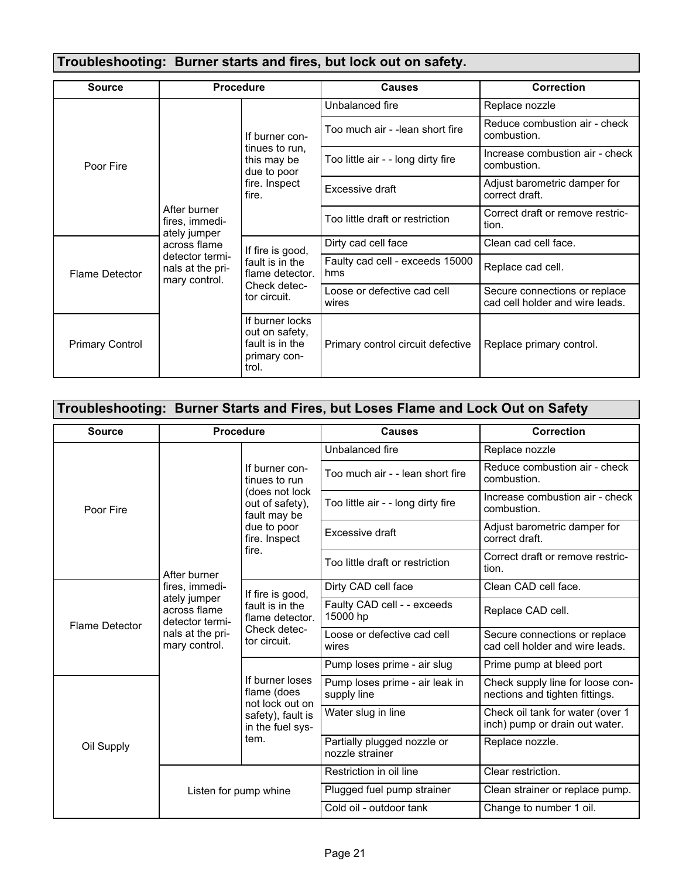## Troubleshooting:  Burner starts and fires, but lock out on safety.

| Source | Procedure | | Causes | Correction |
|---|---|---|---|---|
| Poor Fire | After burner fires, immediately jumper across flame detector terminals at the primary control. | If burner continues to run, this may be due to poor fire. Inspect fire. | Unbalanced fire | Replace nozzle |
| | | | Too much air - -lean short fire | Reduce combustion air - check combustion. |
| | | | Too little air - - long dirty fire | Increase combustion air - check combustion. |
| | | | Excessive draft | Adjust barometric damper for correct draft. |
| | | | Too little draft or restriction | Correct draft or remove restriction. |
| Flame Detector | | If fire is good, fault is in the flame detector. Check detector circuit. | Dirty cad cell face | Clean cad cell face. |
| | | | Faulty cad cell - exceeds 15000 hms | Replace cad cell. |
| | | | Loose or defective cad cell wires | Secure connections or replace cad cell holder and wire leads. |
| Primary Control | | If burner locks out on safety, fault is in the primary control. | Primary control circuit defective | Replace primary control. |

## Troubleshooting:  Burner Starts and Fires, but Loses Flame and Lock Out on Safety

| Source | Procedure | | Causes | Correction |
|---|---|---|---|---|
| Poor Fire | After burner fires, immediately jumper across flame detector terminals at the primary control. | If burner continues to run (does not lock out of safety), fault may be due to poor fire. Inspect fire. | Unbalanced fire | Replace nozzle |
| | | | Too much air - - lean short fire | Reduce combustion air - check combustion. |
| | | | Too little air - - long dirty fire | Increase combustion air - check combustion. |
| | | | Excessive draft | Adjust barometric damper for correct draft. |
| | | | Too little draft or restriction | Correct draft or remove restriction. |
| Flame Detector | | If fire is good, fault is in the flame detector. Check detector circuit. | Dirty CAD cell face | Clean CAD cell face. |
| | | | Faulty CAD cell - - exceeds 15000 hp | Replace CAD cell. |
| | | | Loose or defective cad cell wires | Secure connections or replace cad cell holder and wire leads. |
| | | If burner loses flame (does not lock out on safety), fault is in the fuel system. | Pump loses prime - air slug | Prime pump at bleed port |
| Oil Supply | | | Pump loses prime - air leak in supply line | Check supply line for loose connections and tighten fittings. |
| | | | Water slug in line | Check oil tank for water (over 1 inch) pump or drain out water. |
| | | | Partially plugged nozzle or nozzle strainer | Replace nozzle. |
| | Listen for pump whine | | Restriction in oil line | Clear restriction. |
| | | | Plugged fuel pump strainer | Clean strainer or replace pump. |
| | | | Cold oil - outdoor tank | Change to number 1 oil. |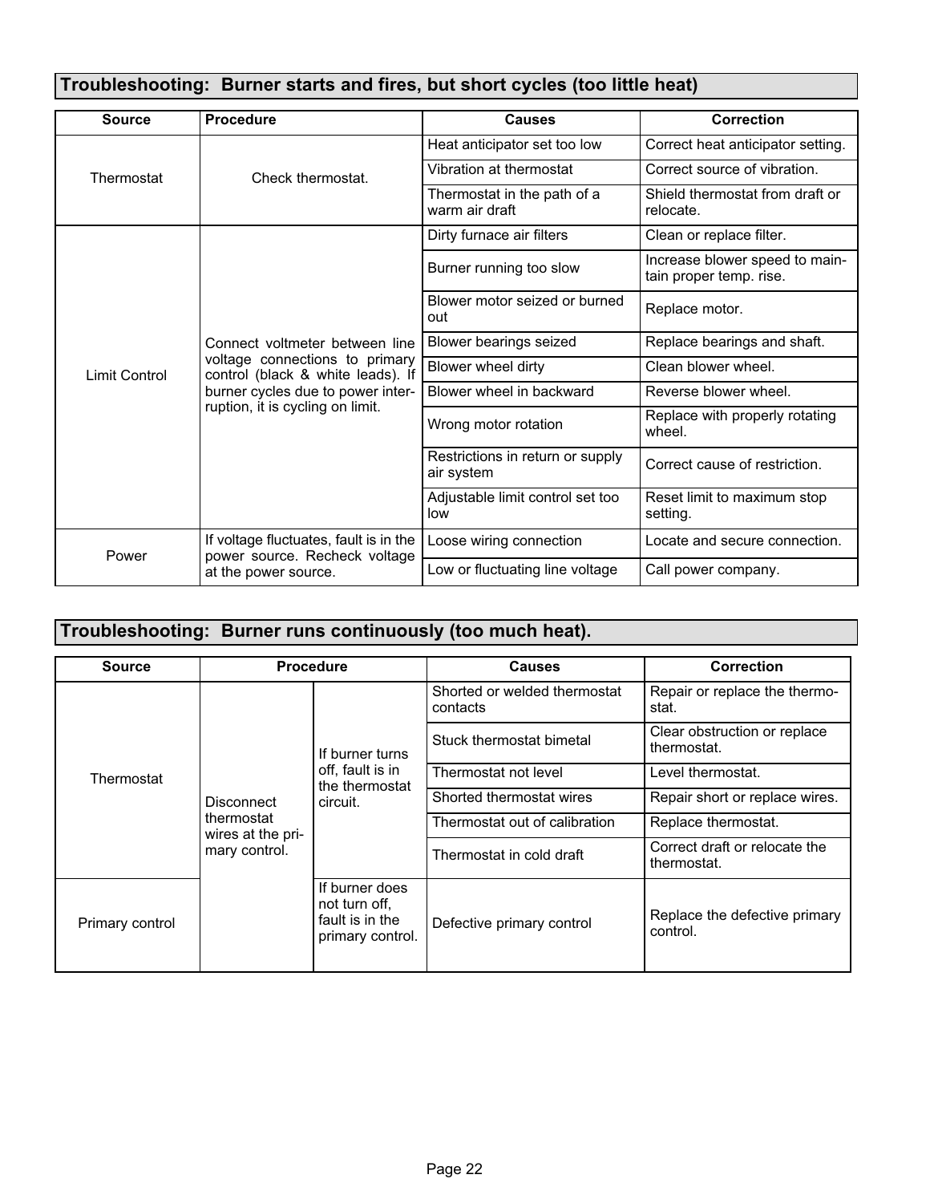## Troubleshooting: Burner starts and fires, but short cycles (too little heat)

| Source | Procedure | Causes | Correction |
|---|---|---|---|
| Thermostat | Check thermostat. | Heat anticipator set too low | Correct heat anticipator setting. |
| | | Vibration at thermostat | Correct source of vibration. |
| | | Thermostat in the path of a warm air draft | Shield thermostat from draft or relocate. |
| Limit Control | Connect voltmeter between line voltage connections to primary control (black & white leads). If burner cycles due to power interruption, it is cycling on limit. | Dirty furnace air filters | Clean or replace filter. |
| | | Burner running too slow | Increase blower speed to maintain proper temp. rise. |
| | | Blower motor seized or burned out | Replace motor. |
| | | Blower bearings seized | Replace bearings and shaft. |
| | | Blower wheel dirty | Clean blower wheel. |
| | | Blower wheel in backward | Reverse blower wheel. |
| | | Wrong motor rotation | Replace with properly rotating wheel. |
| | | Restrictions in return or supply air system | Correct cause of restriction. |
| | | Adjustable limit control set too low | Reset limit to maximum stop setting. |
| Power | If voltage fluctuates, fault is in the power source. Recheck voltage at the power source. | Loose wiring connection | Locate and secure connection. |
| | | Low or fluctuating line voltage | Call power company. |

## Troubleshooting: Burner runs continuously (too much heat).

| Source | Procedure | | Causes | Correction |
|---|---|---|---|---|
| Thermostat | Disconnect thermostat wires at the primary control. | If burner turns off, fault is in the thermostat circuit. | Shorted or welded thermostat contacts | Repair or replace the thermostat. |
| | | | Stuck thermostat bimetal | Clear obstruction or replace thermostat. |
| | | | Thermostat not level | Level thermostat. |
| | | | Shorted thermostat wires | Repair short or replace wires. |
| | | | Thermostat out of calibration | Replace thermostat. |
| | | | Thermostat in cold draft | Correct draft or relocate the thermostat. |
| Primary control | | If burner does not turn off, fault is in the primary control. | Defective primary control | Replace the defective primary control. |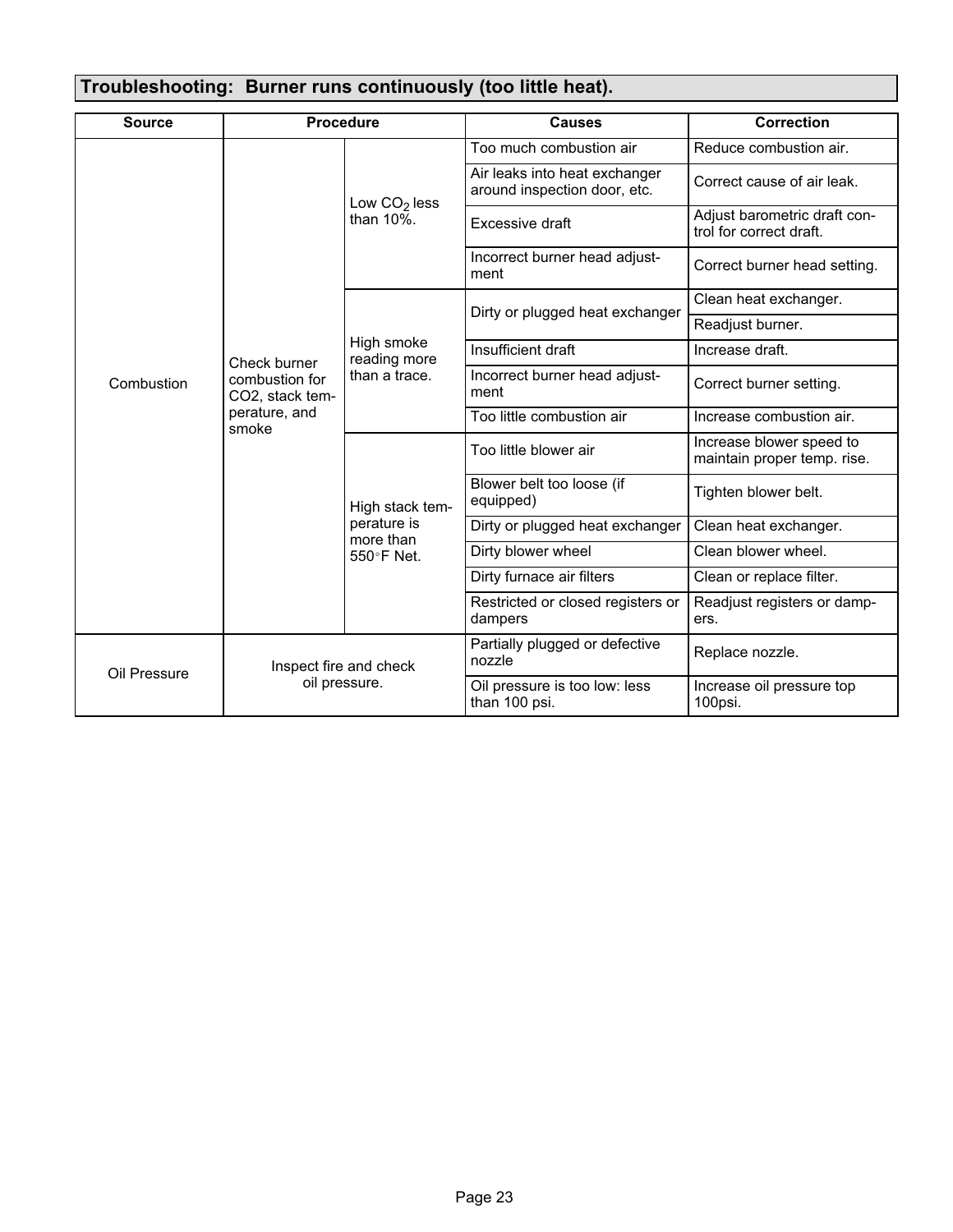## Troubleshooting: Burner runs continuously (too little heat).

| Source | Procedure | | Causes | Correction |
|---|---|---|---|---|
| Combustion | Check burner combustion for CO2, stack temperature, and smoke | Low $CO_2$ less than 10%. | Too much combustion air | Reduce combustion air. |
| | | | Air leaks into heat exchanger around inspection door, etc. | Correct cause of air leak. |
| | | | Excessive draft | Adjust barometric draft control for correct draft. |
| | | | Incorrect burner head adjustment | Correct burner head setting. |
| | | High smoke reading more than a trace. | Dirty or plugged heat exchanger | Clean heat exchanger. |
| | | | | Readjust burner. |
| | | | Insufficient draft | Increase draft. |
| | | | Incorrect burner head adjustment | Correct burner setting. |
| | | | Too little combustion air | Increase combustion air. |
| | | High stack temperature is more than 550°F Net. | Too little blower air | Increase blower speed to maintain proper temp. rise. |
| | | | Blower belt too loose (if equipped) | Tighten blower belt. |
| | | | Dirty or plugged heat exchanger | Clean heat exchanger. |
| | | | Dirty blower wheel | Clean blower wheel. |
| | | | Dirty furnace air filters | Clean or replace filter. |
| | | | Restricted or closed registers or dampers | Readjust registers or dampers. |
| Oil Pressure | Inspect fire and check oil pressure. | | Partially plugged or defective nozzle | Replace nozzle. |
| | | | Oil pressure is too low: less than 100 psi. | Increase oil pressure top 100psi. |